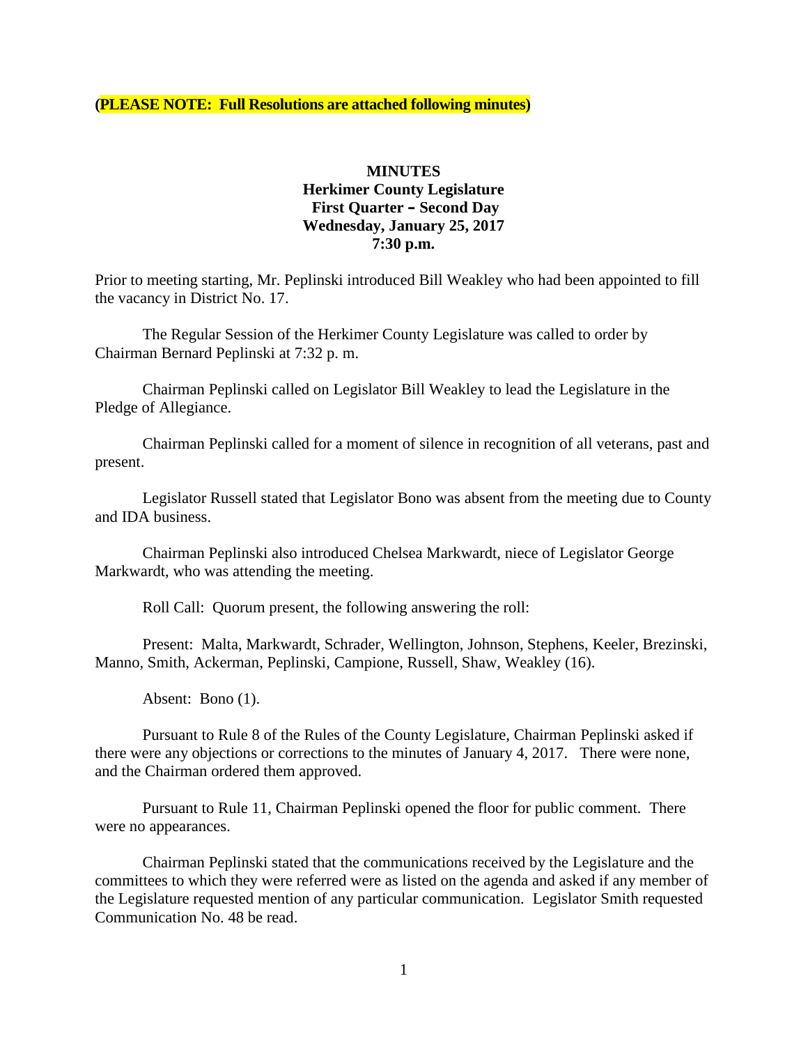**(PLEASE NOTE: Full Resolutions are attached following minutes)**

# MINUTES
## Herkimer County Legislature
## First Quarter – Second Day
## Wednesday, January 25, 2017
## 7:30 p.m.

Prior to meeting starting, Mr. Peplinski introduced Bill Weakley who had been appointed to fill the vacancy in District No. 17.

The Regular Session of the Herkimer County Legislature was called to order by Chairman Bernard Peplinski at 7:32 p. m.

Chairman Peplinski called on Legislator Bill Weakley to lead the Legislature in the Pledge of Allegiance.

Chairman Peplinski called for a moment of silence in recognition of all veterans, past and present.

Legislator Russell stated that Legislator Bono was absent from the meeting due to County and IDA business.

Chairman Peplinski also introduced Chelsea Markwardt, niece of Legislator George Markwardt, who was attending the meeting.

Roll Call: Quorum present, the following answering the roll:

Present: Malta, Markwardt, Schrader, Wellington, Johnson, Stephens, Keeler, Brezinski, Manno, Smith, Ackerman, Peplinski, Campione, Russell, Shaw, Weakley (16).

Absent: Bono (1).

Pursuant to Rule 8 of the Rules of the County Legislature, Chairman Peplinski asked if there were any objections or corrections to the minutes of January 4, 2017. There were none, and the Chairman ordered them approved.

Pursuant to Rule 11, Chairman Peplinski opened the floor for public comment. There were no appearances.

Chairman Peplinski stated that the communications received by the Legislature and the committees to which they were referred were as listed on the agenda and asked if any member of the Legislature requested mention of any particular communication. Legislator Smith requested Communication No. 48 be read.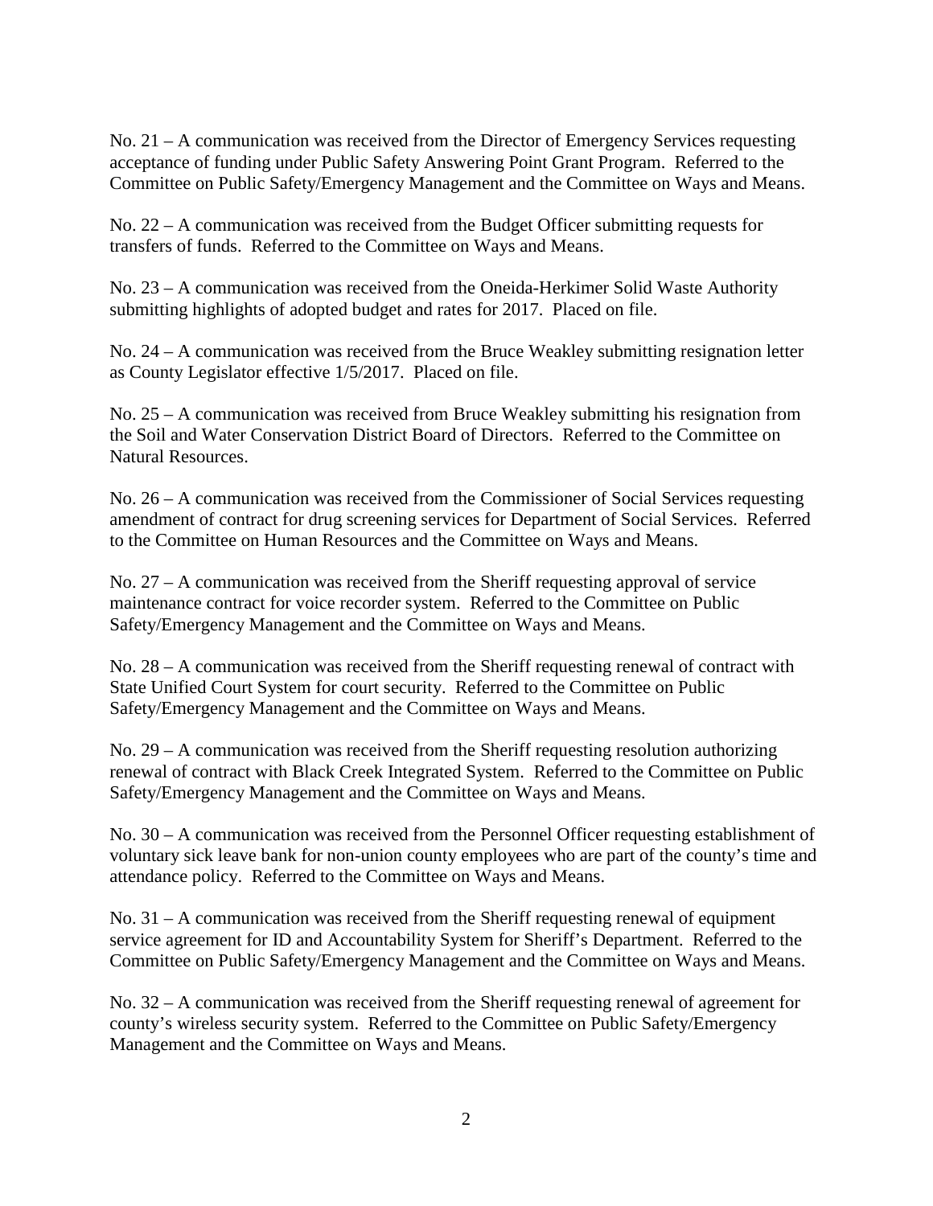No. 21 – A communication was received from the Director of Emergency Services requesting acceptance of funding under Public Safety Answering Point Grant Program. Referred to the Committee on Public Safety/Emergency Management and the Committee on Ways and Means.

No. 22 – A communication was received from the Budget Officer submitting requests for transfers of funds. Referred to the Committee on Ways and Means.

No. 23 – A communication was received from the Oneida-Herkimer Solid Waste Authority submitting highlights of adopted budget and rates for 2017. Placed on file.

No. 24 – A communication was received from the Bruce Weakley submitting resignation letter as County Legislator effective 1/5/2017. Placed on file.

No. 25 – A communication was received from Bruce Weakley submitting his resignation from the Soil and Water Conservation District Board of Directors. Referred to the Committee on Natural Resources.

No. 26 – A communication was received from the Commissioner of Social Services requesting amendment of contract for drug screening services for Department of Social Services. Referred to the Committee on Human Resources and the Committee on Ways and Means.

No. 27 – A communication was received from the Sheriff requesting approval of service maintenance contract for voice recorder system. Referred to the Committee on Public Safety/Emergency Management and the Committee on Ways and Means.

No. 28 – A communication was received from the Sheriff requesting renewal of contract with State Unified Court System for court security. Referred to the Committee on Public Safety/Emergency Management and the Committee on Ways and Means.

No. 29 – A communication was received from the Sheriff requesting resolution authorizing renewal of contract with Black Creek Integrated System. Referred to the Committee on Public Safety/Emergency Management and the Committee on Ways and Means.

No. 30 – A communication was received from the Personnel Officer requesting establishment of voluntary sick leave bank for non-union county employees who are part of the county's time and attendance policy. Referred to the Committee on Ways and Means.

No. 31 – A communication was received from the Sheriff requesting renewal of equipment service agreement for ID and Accountability System for Sheriff's Department. Referred to the Committee on Public Safety/Emergency Management and the Committee on Ways and Means.

No. 32 – A communication was received from the Sheriff requesting renewal of agreement for county's wireless security system. Referred to the Committee on Public Safety/Emergency Management and the Committee on Ways and Means.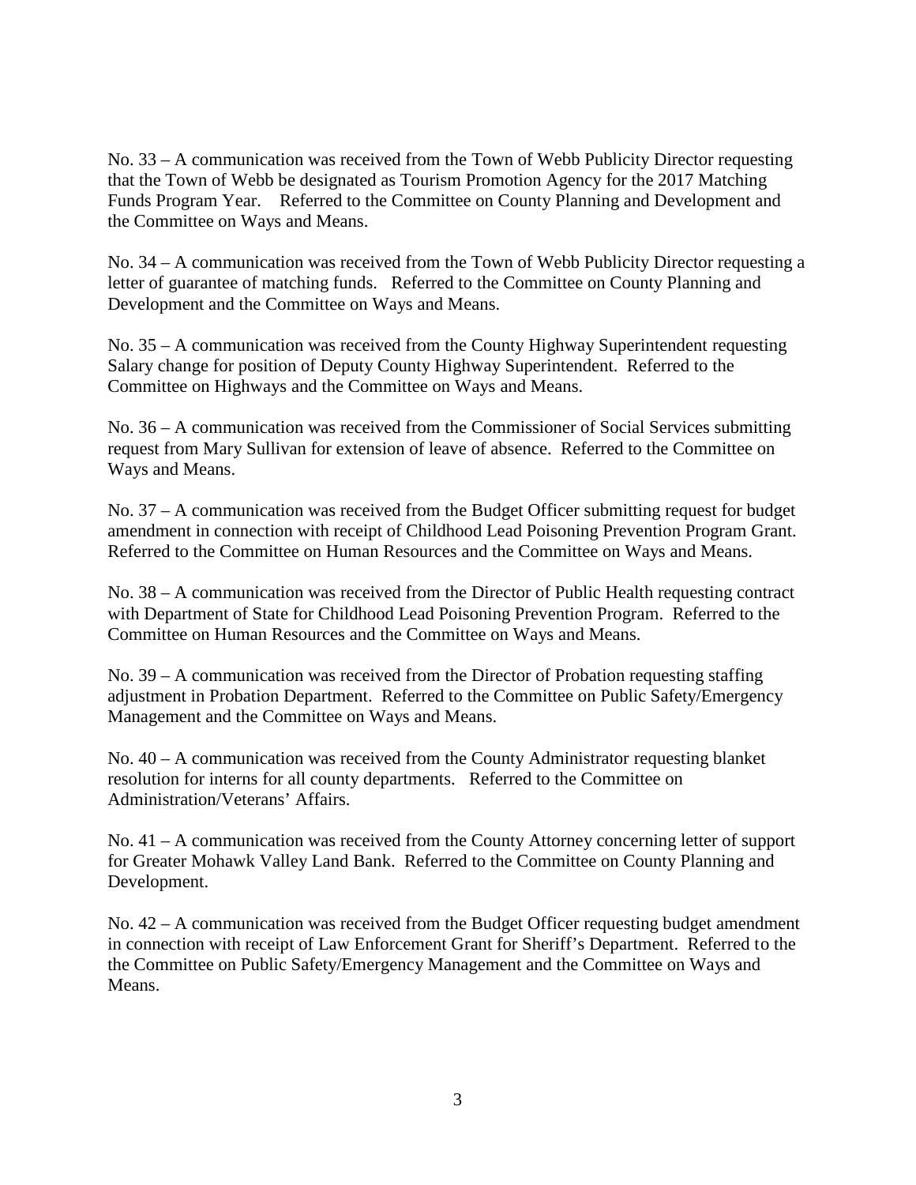No. 33 – A communication was received from the Town of Webb Publicity Director requesting that the Town of Webb be designated as Tourism Promotion Agency for the 2017 Matching Funds Program Year. Referred to the Committee on County Planning and Development and the Committee on Ways and Means.

No. 34 – A communication was received from the Town of Webb Publicity Director requesting a letter of guarantee of matching funds. Referred to the Committee on County Planning and Development and the Committee on Ways and Means.

No. 35 – A communication was received from the County Highway Superintendent requesting Salary change for position of Deputy County Highway Superintendent. Referred to the Committee on Highways and the Committee on Ways and Means.

No. 36 – A communication was received from the Commissioner of Social Services submitting request from Mary Sullivan for extension of leave of absence. Referred to the Committee on Ways and Means.

No. 37 – A communication was received from the Budget Officer submitting request for budget amendment in connection with receipt of Childhood Lead Poisoning Prevention Program Grant. Referred to the Committee on Human Resources and the Committee on Ways and Means.

No. 38 – A communication was received from the Director of Public Health requesting contract with Department of State for Childhood Lead Poisoning Prevention Program. Referred to the Committee on Human Resources and the Committee on Ways and Means.

No. 39 – A communication was received from the Director of Probation requesting staffing adjustment in Probation Department. Referred to the Committee on Public Safety/Emergency Management and the Committee on Ways and Means.

No. 40 – A communication was received from the County Administrator requesting blanket resolution for interns for all county departments. Referred to the Committee on Administration/Veterans' Affairs.

No. 41 – A communication was received from the County Attorney concerning letter of support for Greater Mohawk Valley Land Bank. Referred to the Committee on County Planning and Development.

No. 42 – A communication was received from the Budget Officer requesting budget amendment in connection with receipt of Law Enforcement Grant for Sheriff's Department. Referred to the the Committee on Public Safety/Emergency Management and the Committee on Ways and Means.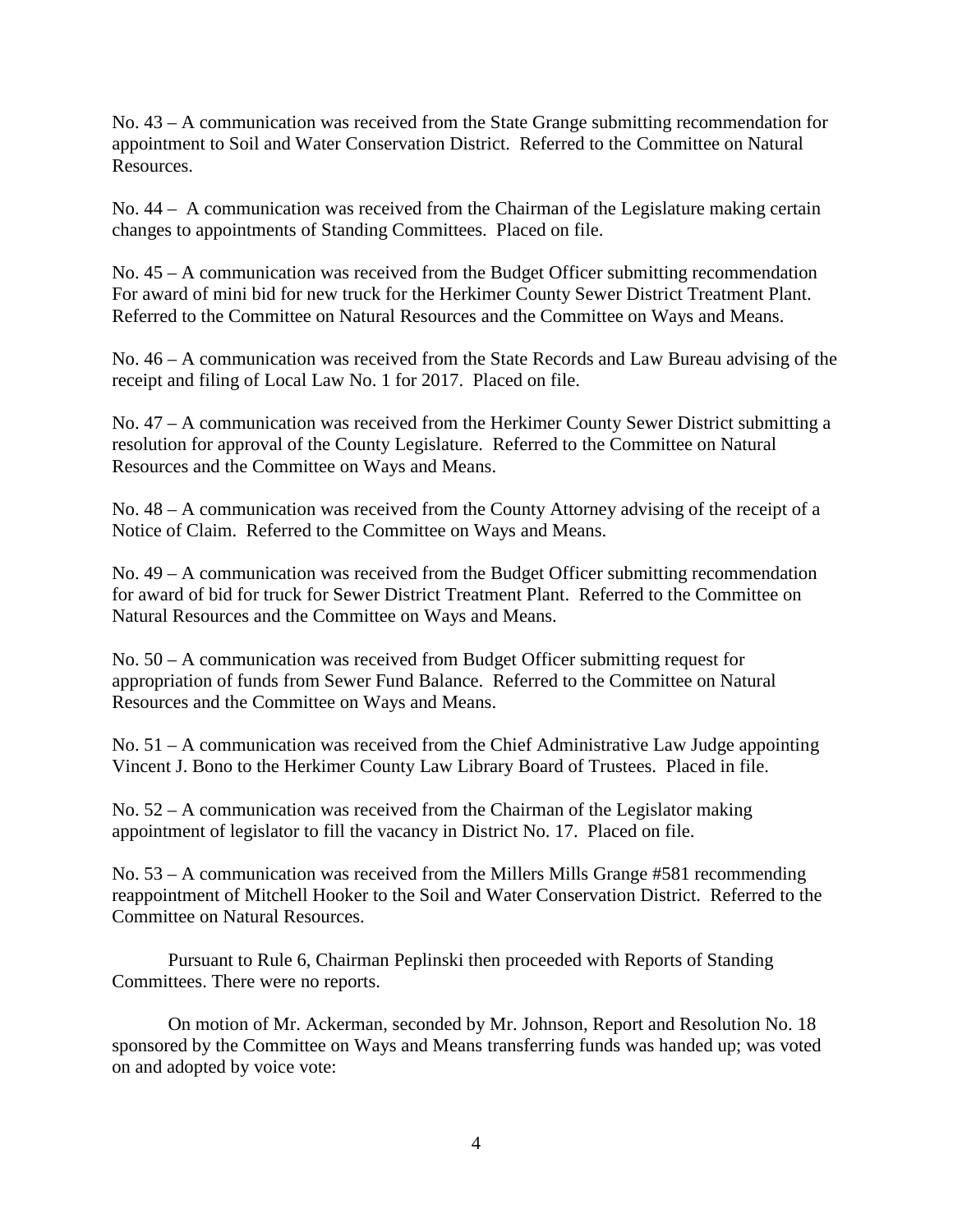No. 43 – A communication was received from the State Grange submitting recommendation for appointment to Soil and Water Conservation District. Referred to the Committee on Natural Resources.

No. 44 – A communication was received from the Chairman of the Legislature making certain changes to appointments of Standing Committees. Placed on file.

No. 45 – A communication was received from the Budget Officer submitting recommendation For award of mini bid for new truck for the Herkimer County Sewer District Treatment Plant. Referred to the Committee on Natural Resources and the Committee on Ways and Means.

No. 46 – A communication was received from the State Records and Law Bureau advising of the receipt and filing of Local Law No. 1 for 2017. Placed on file.

No. 47 – A communication was received from the Herkimer County Sewer District submitting a resolution for approval of the County Legislature. Referred to the Committee on Natural Resources and the Committee on Ways and Means.

No. 48 – A communication was received from the County Attorney advising of the receipt of a Notice of Claim. Referred to the Committee on Ways and Means.

No. 49 – A communication was received from the Budget Officer submitting recommendation for award of bid for truck for Sewer District Treatment Plant. Referred to the Committee on Natural Resources and the Committee on Ways and Means.

No. 50 – A communication was received from Budget Officer submitting request for appropriation of funds from Sewer Fund Balance. Referred to the Committee on Natural Resources and the Committee on Ways and Means.

No. 51 – A communication was received from the Chief Administrative Law Judge appointing Vincent J. Bono to the Herkimer County Law Library Board of Trustees. Placed in file.

No. 52 – A communication was received from the Chairman of the Legislator making appointment of legislator to fill the vacancy in District No. 17. Placed on file.

No. 53 – A communication was received from the Millers Mills Grange #581 recommending reappointment of Mitchell Hooker to the Soil and Water Conservation District. Referred to the Committee on Natural Resources.

Pursuant to Rule 6, Chairman Peplinski then proceeded with Reports of Standing Committees. There were no reports.

On motion of Mr. Ackerman, seconded by Mr. Johnson, Report and Resolution No. 18 sponsored by the Committee on Ways and Means transferring funds was handed up; was voted on and adopted by voice vote: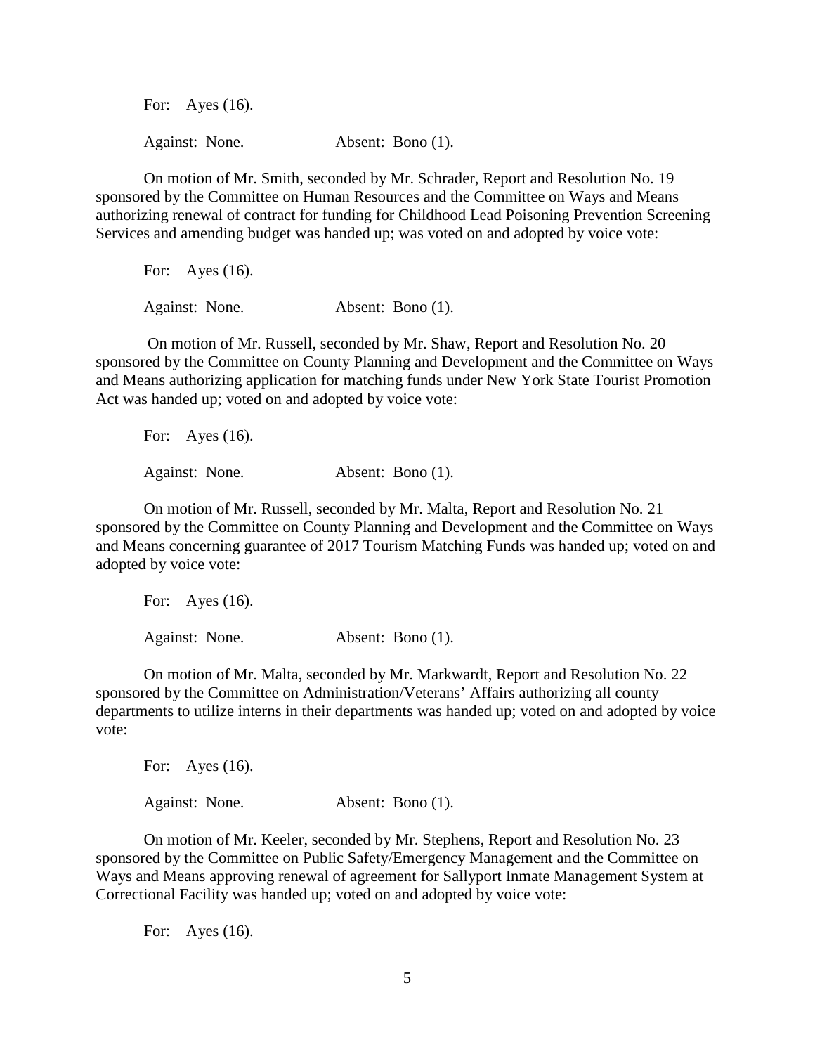For: Ayes (16).

Against: None. Absent: Bono (1).

On motion of Mr. Smith, seconded by Mr. Schrader, Report and Resolution No. 19 sponsored by the Committee on Human Resources and the Committee on Ways and Means authorizing renewal of contract for funding for Childhood Lead Poisoning Prevention Screening Services and amending budget was handed up; was voted on and adopted by voice vote:

For: Ayes (16).

Against: None. Absent: Bono (1).

On motion of Mr. Russell, seconded by Mr. Shaw, Report and Resolution No. 20 sponsored by the Committee on County Planning and Development and the Committee on Ways and Means authorizing application for matching funds under New York State Tourist Promotion Act was handed up; voted on and adopted by voice vote:

For: Ayes (16).

Against: None. Absent: Bono (1).

On motion of Mr. Russell, seconded by Mr. Malta, Report and Resolution No. 21 sponsored by the Committee on County Planning and Development and the Committee on Ways and Means concerning guarantee of 2017 Tourism Matching Funds was handed up; voted on and adopted by voice vote:

For: Ayes (16).

Against: None. Absent: Bono (1).

On motion of Mr. Malta, seconded by Mr. Markwardt, Report and Resolution No. 22 sponsored by the Committee on Administration/Veterans' Affairs authorizing all county departments to utilize interns in their departments was handed up; voted on and adopted by voice vote:

For: Ayes (16).

Against: None. Absent: Bono (1).

On motion of Mr. Keeler, seconded by Mr. Stephens, Report and Resolution No. 23 sponsored by the Committee on Public Safety/Emergency Management and the Committee on Ways and Means approving renewal of agreement for Sallyport Inmate Management System at Correctional Facility was handed up; voted on and adopted by voice vote:

For: Ayes (16).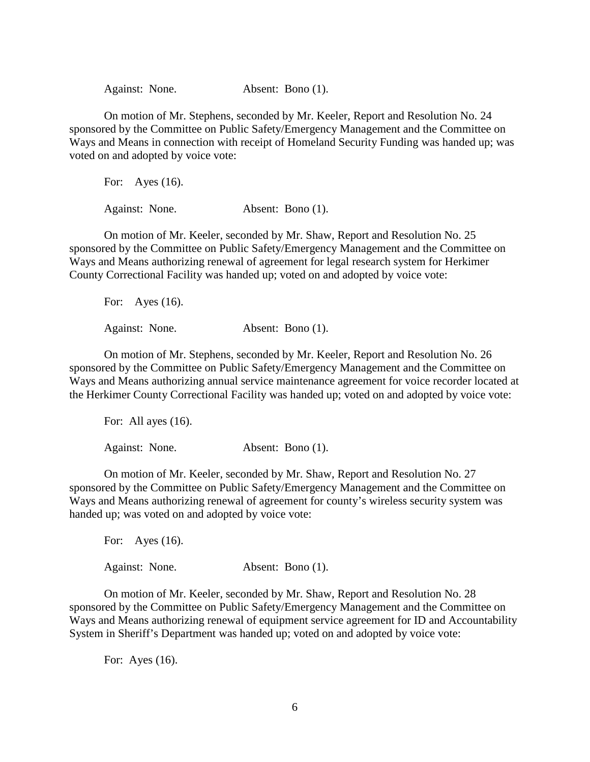Against: None. Absent: Bono (1).

On motion of Mr. Stephens, seconded by Mr. Keeler, Report and Resolution No. 24 sponsored by the Committee on Public Safety/Emergency Management and the Committee on Ways and Means in connection with receipt of Homeland Security Funding was handed up; was voted on and adopted by voice vote:

For: Ayes (16).

Against: None. Absent: Bono (1).

On motion of Mr. Keeler, seconded by Mr. Shaw, Report and Resolution No. 25 sponsored by the Committee on Public Safety/Emergency Management and the Committee on Ways and Means authorizing renewal of agreement for legal research system for Herkimer County Correctional Facility was handed up; voted on and adopted by voice vote:

For: Ayes (16).

Against: None. Absent: Bono (1).

On motion of Mr. Stephens, seconded by Mr. Keeler, Report and Resolution No. 26 sponsored by the Committee on Public Safety/Emergency Management and the Committee on Ways and Means authorizing annual service maintenance agreement for voice recorder located at the Herkimer County Correctional Facility was handed up; voted on and adopted by voice vote:

For: All ayes (16).

Against: None. Absent: Bono (1).

On motion of Mr. Keeler, seconded by Mr. Shaw, Report and Resolution No. 27 sponsored by the Committee on Public Safety/Emergency Management and the Committee on Ways and Means authorizing renewal of agreement for county's wireless security system was handed up; was voted on and adopted by voice vote:

For: Ayes (16).

Against: None. Absent: Bono (1).

On motion of Mr. Keeler, seconded by Mr. Shaw, Report and Resolution No. 28 sponsored by the Committee on Public Safety/Emergency Management and the Committee on Ways and Means authorizing renewal of equipment service agreement for ID and Accountability System in Sheriff's Department was handed up; voted on and adopted by voice vote:

For: Ayes (16).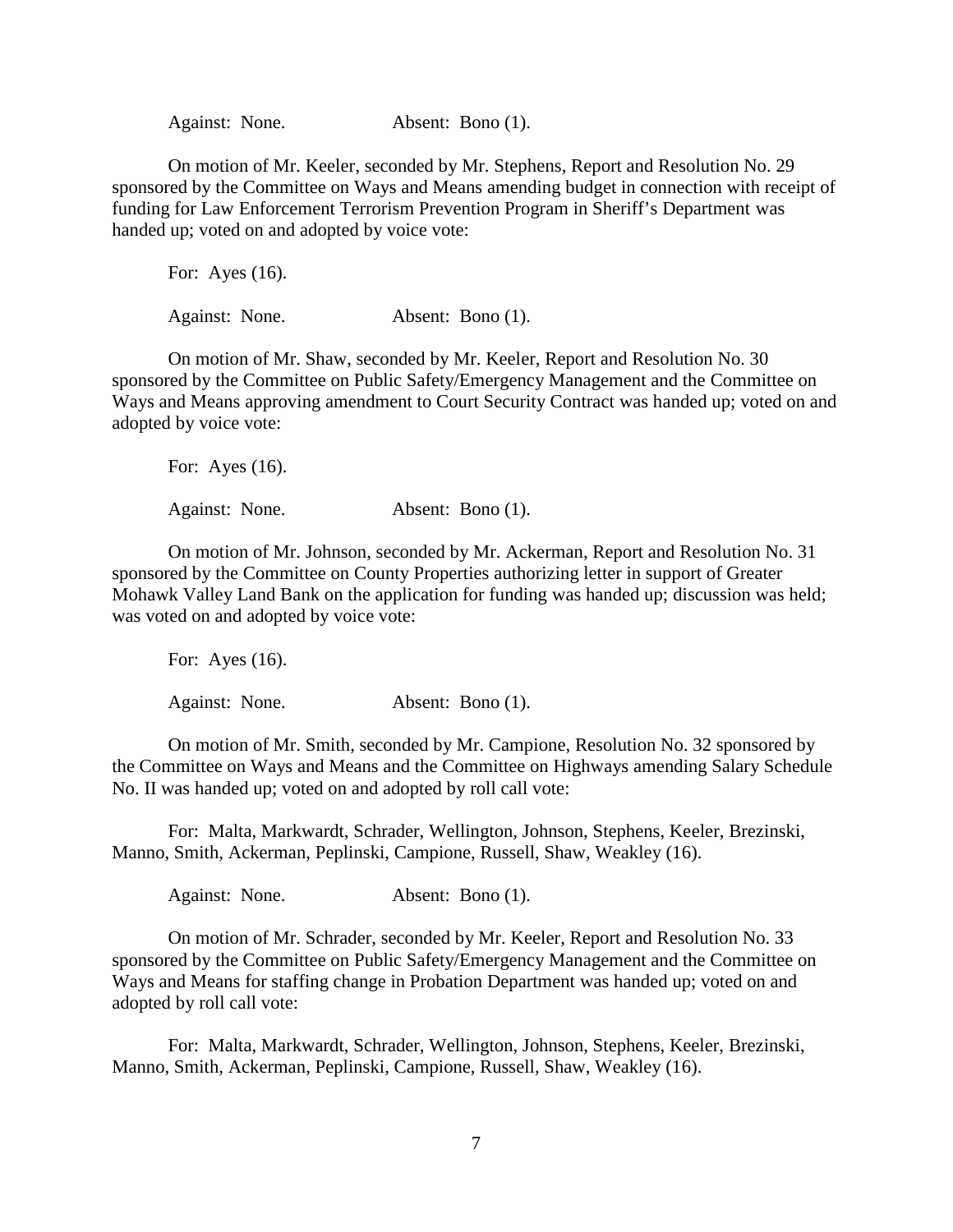Against: None.    Absent: Bono (1).

On motion of Mr. Keeler, seconded by Mr. Stephens, Report and Resolution No. 29 sponsored by the Committee on Ways and Means amending budget in connection with receipt of funding for Law Enforcement Terrorism Prevention Program in Sheriff's Department was handed up; voted on and adopted by voice vote:

For: Ayes (16).

Against: None.    Absent: Bono (1).

On motion of Mr. Shaw, seconded by Mr. Keeler, Report and Resolution No. 30 sponsored by the Committee on Public Safety/Emergency Management and the Committee on Ways and Means approving amendment to Court Security Contract was handed up; voted on and adopted by voice vote:

For: Ayes (16).

Against: None.    Absent: Bono (1).

On motion of Mr. Johnson, seconded by Mr. Ackerman, Report and Resolution No. 31 sponsored by the Committee on County Properties authorizing letter in support of Greater Mohawk Valley Land Bank on the application for funding was handed up; discussion was held; was voted on and adopted by voice vote:

For: Ayes (16).

Against: None.    Absent: Bono (1).

On motion of Mr. Smith, seconded by Mr. Campione, Resolution No. 32 sponsored by the Committee on Ways and Means and the Committee on Highways amending Salary Schedule No. II was handed up; voted on and adopted by roll call vote:

For: Malta, Markwardt, Schrader, Wellington, Johnson, Stephens, Keeler, Brezinski, Manno, Smith, Ackerman, Peplinski, Campione, Russell, Shaw, Weakley (16).

Against: None.    Absent: Bono (1).

On motion of Mr. Schrader, seconded by Mr. Keeler, Report and Resolution No. 33 sponsored by the Committee on Public Safety/Emergency Management and the Committee on Ways and Means for staffing change in Probation Department was handed up; voted on and adopted by roll call vote:

For: Malta, Markwardt, Schrader, Wellington, Johnson, Stephens, Keeler, Brezinski, Manno, Smith, Ackerman, Peplinski, Campione, Russell, Shaw, Weakley (16).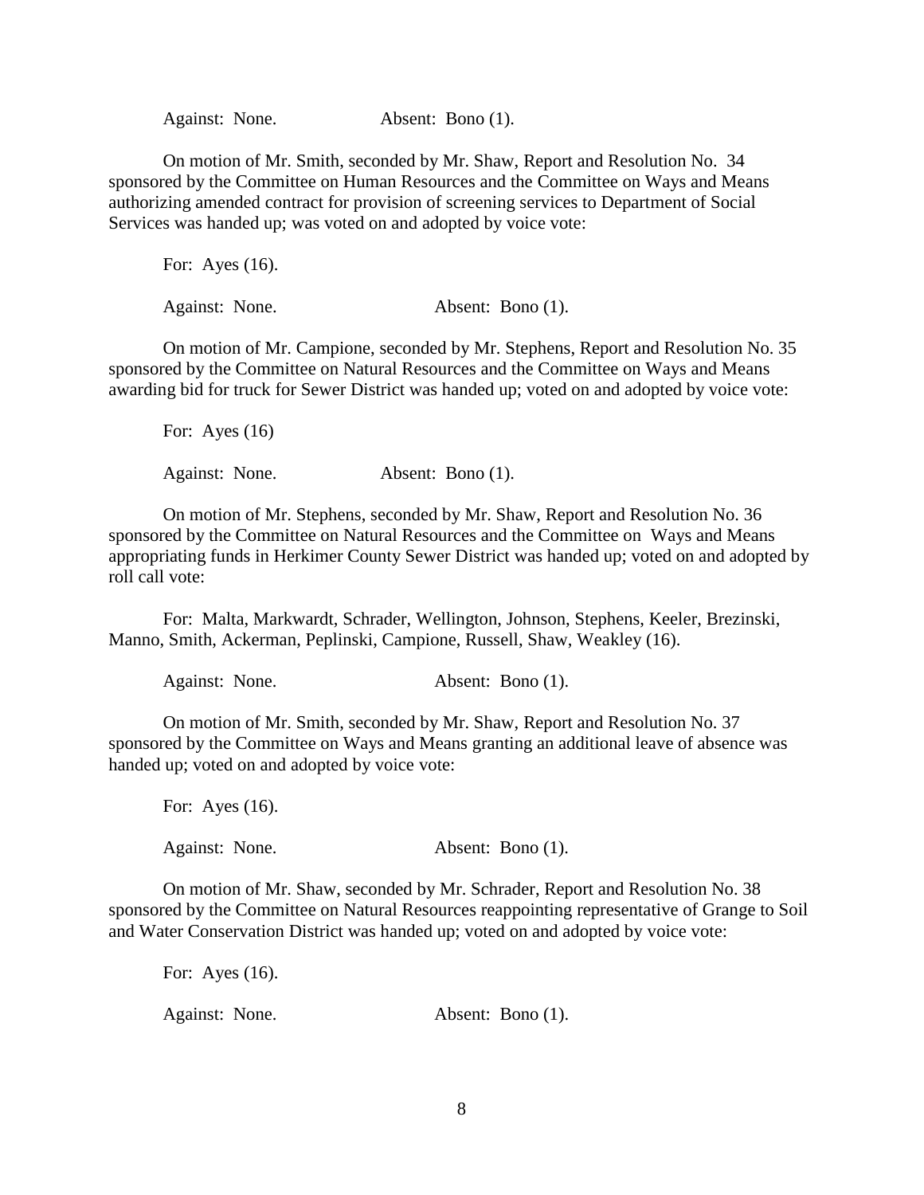Against: None. Absent: Bono (1).

On motion of Mr. Smith, seconded by Mr. Shaw, Report and Resolution No. 34 sponsored by the Committee on Human Resources and the Committee on Ways and Means authorizing amended contract for provision of screening services to Department of Social Services was handed up; was voted on and adopted by voice vote:

For: Ayes (16).

Against: None. Absent: Bono (1).

On motion of Mr. Campione, seconded by Mr. Stephens, Report and Resolution No. 35 sponsored by the Committee on Natural Resources and the Committee on Ways and Means awarding bid for truck for Sewer District was handed up; voted on and adopted by voice vote:

For: Ayes (16)

Against: None. Absent: Bono (1).

On motion of Mr. Stephens, seconded by Mr. Shaw, Report and Resolution No. 36 sponsored by the Committee on Natural Resources and the Committee on Ways and Means appropriating funds in Herkimer County Sewer District was handed up; voted on and adopted by roll call vote:

For: Malta, Markwardt, Schrader, Wellington, Johnson, Stephens, Keeler, Brezinski, Manno, Smith, Ackerman, Peplinski, Campione, Russell, Shaw, Weakley (16).

Against: None. Absent: Bono (1).

On motion of Mr. Smith, seconded by Mr. Shaw, Report and Resolution No. 37 sponsored by the Committee on Ways and Means granting an additional leave of absence was handed up; voted on and adopted by voice vote:

For: Ayes (16).

Against: None. Absent: Bono (1).

On motion of Mr. Shaw, seconded by Mr. Schrader, Report and Resolution No. 38 sponsored by the Committee on Natural Resources reappointing representative of Grange to Soil and Water Conservation District was handed up; voted on and adopted by voice vote:

For: Ayes (16).

Against: None. Absent: Bono (1).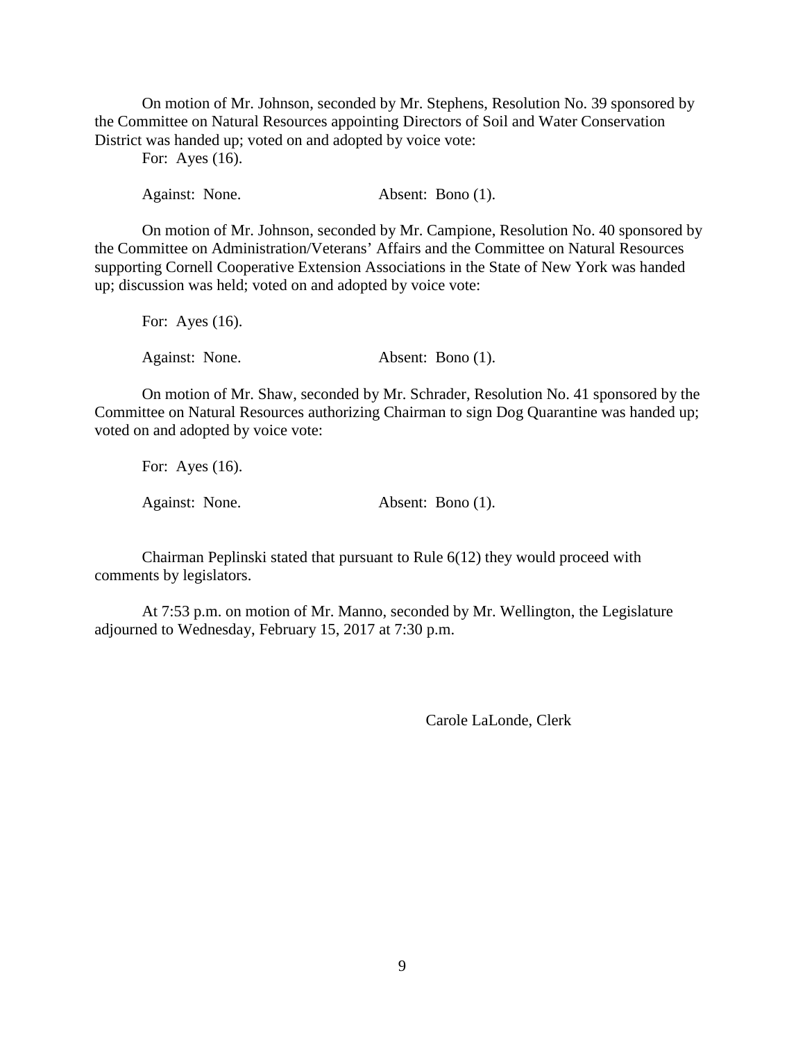On motion of Mr. Johnson, seconded by Mr. Stephens, Resolution No. 39 sponsored by the Committee on Natural Resources appointing Directors of Soil and Water Conservation District was handed up; voted on and adopted by voice vote:

For: Ayes (16).

Against: None. Absent: Bono (1).

On motion of Mr. Johnson, seconded by Mr. Campione, Resolution No. 40 sponsored by the Committee on Administration/Veterans' Affairs and the Committee on Natural Resources supporting Cornell Cooperative Extension Associations in the State of New York was handed up; discussion was held; voted on and adopted by voice vote:

For: Ayes (16).

Against: None. Absent: Bono (1).

On motion of Mr. Shaw, seconded by Mr. Schrader, Resolution No. 41 sponsored by the Committee on Natural Resources authorizing Chairman to sign Dog Quarantine was handed up; voted on and adopted by voice vote:

For: Ayes (16).

Against: None. Absent: Bono (1).

Chairman Peplinski stated that pursuant to Rule 6(12) they would proceed with comments by legislators.

At 7:53 p.m. on motion of Mr. Manno, seconded by Mr. Wellington, the Legislature adjourned to Wednesday, February 15, 2017 at 7:30 p.m.

Carole LaLonde, Clerk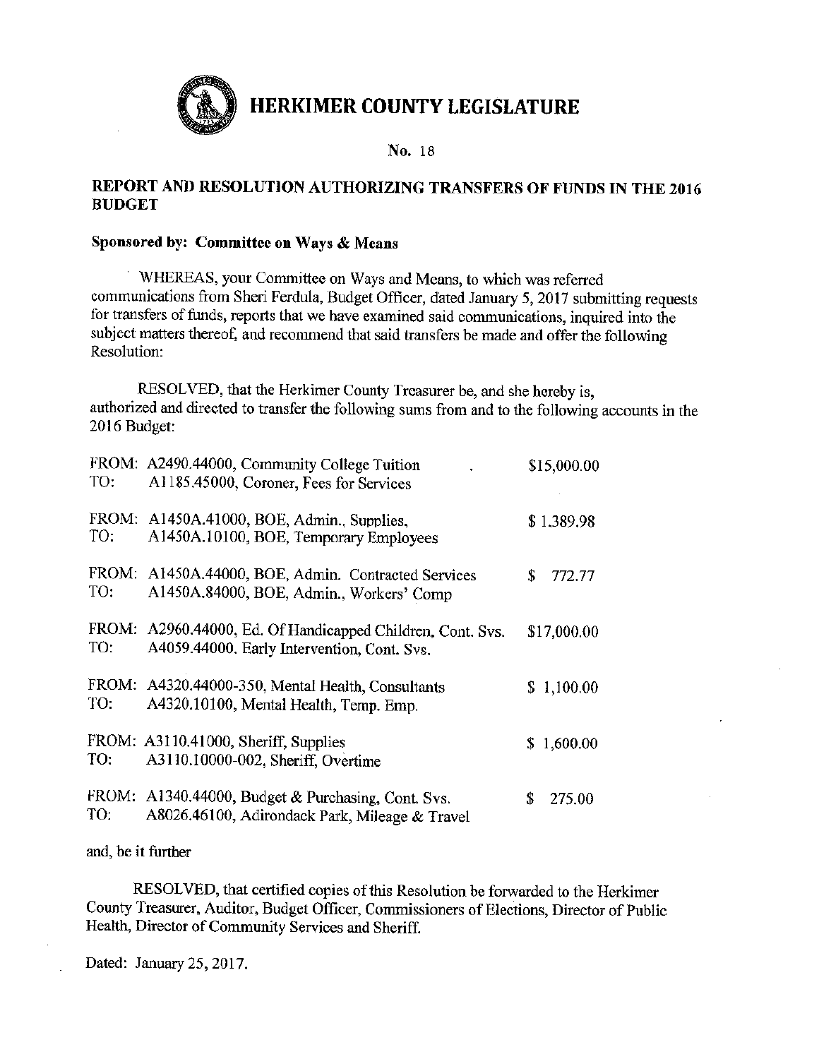# HERKIMER COUNTY LEGISLATURE

No. 18

## REPORT AND RESOLUTION AUTHORIZING TRANSFERS OF FUNDS IN THE 2016 BUDGET

**Sponsored by: Committee on Ways & Means**

WHEREAS, your Committee on Ways and Means, to which was referred communications from Sheri Ferdula, Budget Officer, dated January 5, 2017 submitting requests for transfers of funds, reports that we have examined said communications, inquired into the subject matters thereof, and recommend that said transfers be made and offer the following Resolution:

RESOLVED, that the Herkimer County Treasurer be, and she hereby is, authorized and directed to transfer the following sums from and to the following accounts in the 2016 Budget:

FROM: A2490.44000, Community College Tuition — $15,000.00
TO: A1185.45000, Coroner, Fees for Services

FROM: A1450A.41000, BOE, Admin., Supplies, — $ 1,389.98
TO: A1450A.10100, BOE, Temporary Employees

FROM: A1450A.44000, BOE, Admin. Contracted Services — $ 772.77
TO: A1450A.84000, BOE, Admin., Workers' Comp

FROM: A2960.44000, Ed. Of Handicapped Children, Cont. Svs. — $17,000.00
TO: A4059.44000, Early Intervention, Cont. Svs.

FROM: A4320.44000-350, Mental Health, Consultants — $ 1,100.00
TO: A4320.10100, Mental Health, Temp. Emp.

FROM: A3110.41000, Sheriff, Supplies — $ 1,600.00
TO: A3110.10000-002, Sheriff, Overtime

FROM: A1340.44000, Budget & Purchasing, Cont. Svs. — $ 275.00
TO: A8026.46100, Adirondack Park, Mileage & Travel

and, be it further

RESOLVED, that certified copies of this Resolution be forwarded to the Herkimer County Treasurer, Auditor, Budget Officer, Commissioners of Elections, Director of Public Health, Director of Community Services and Sheriff.

Dated: January 25, 2017.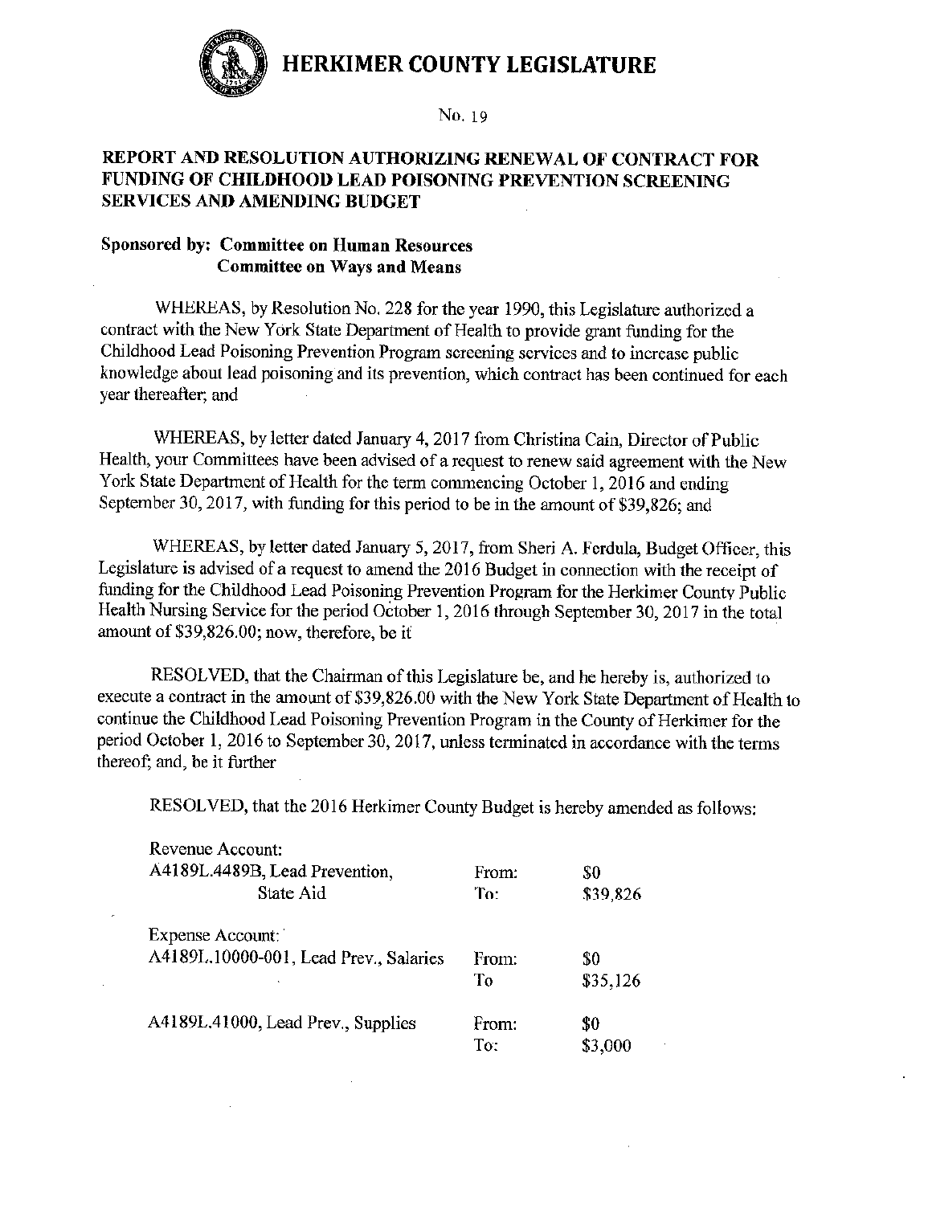# HERKIMER COUNTY LEGISLATURE

No. 19

## REPORT AND RESOLUTION AUTHORIZING RENEWAL OF CONTRACT FOR FUNDING OF CHILDHOOD LEAD POISONING PREVENTION SCREENING SERVICES AND AMENDING BUDGET

**Sponsored by: Committee on Human Resources**
**Committee on Ways and Means**

WHEREAS, by Resolution No. 228 for the year 1990, this Legislature authorized a contract with the New York State Department of Health to provide grant funding for the Childhood Lead Poisoning Prevention Program screening services and to increase public knowledge about lead poisoning and its prevention, which contract has been continued for each year thereafter; and

WHEREAS, by letter dated January 4, 2017 from Christina Cain, Director of Public Health, your Committees have been advised of a request to renew said agreement with the New York State Department of Health for the term commencing October 1, 2016 and ending September 30, 2017, with funding for this period to be in the amount of $39,826; and

WHEREAS, by letter dated January 5, 2017, from Sheri A. Ferdula, Budget Officer, this Legislature is advised of a request to amend the 2016 Budget in connection with the receipt of funding for the Childhood Lead Poisoning Prevention Program for the Herkimer County Public Health Nursing Service for the period October 1, 2016 through September 30, 2017 in the total amount of $39,826.00; now, therefore, be it

RESOLVED, that the Chairman of this Legislature be, and he hereby is, authorized to execute a contract in the amount of $39,826.00 with the New York State Department of Health to continue the Childhood Lead Poisoning Prevention Program in the County of Herkimer for the period October 1, 2016 to September 30, 2017, unless terminated in accordance with the terms thereof; and, be it further

RESOLVED, that the 2016 Herkimer County Budget is hereby amended as follows:

| | | |
|---|---|---|
| Revenue Account: | | |
| A4189L.4489B, Lead Prevention, | From: | $0 |
| State Aid | To: | $39,826 |
| Expense Account: | | |
| A4189L.10000-001, Lead Prev., Salaries | From: | $0 |
| | To | $35,126 |
| A4189L.41000, Lead Prev., Supplies | From: | $0 |
| | To: | $3,000 |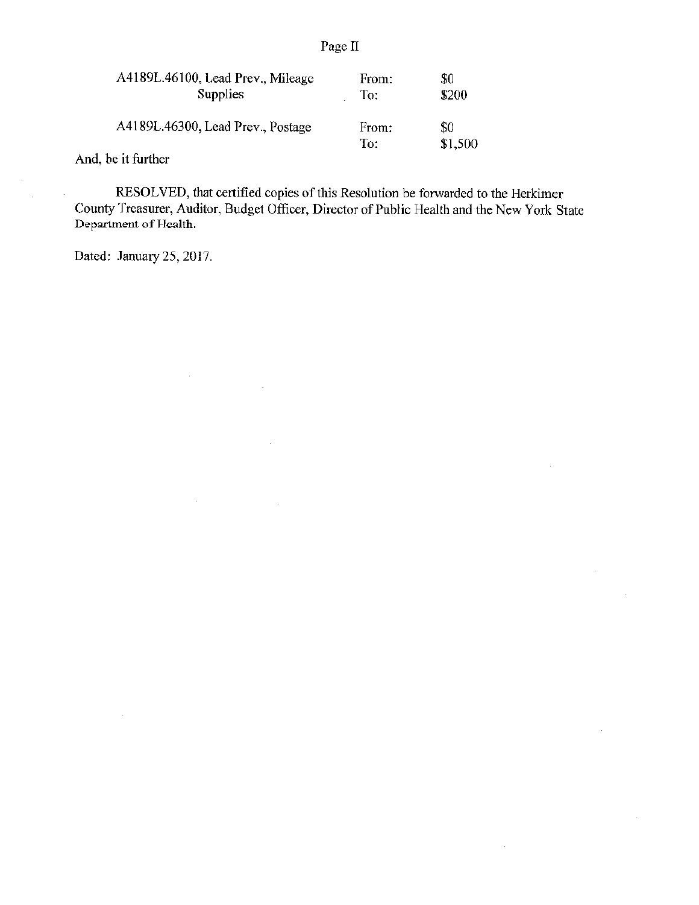| | | |
|---|---|---|
| A4189L.46100, Lead Prev., Mileage Supplies | From: To: | $0 $200 |
| A4189L.46300, Lead Prev., Postage | From: To: | $0 $1,500 |

And, be it further

RESOLVED, that certified copies of this Resolution be forwarded to the Herkimer County Treasurer, Auditor, Budget Officer, Director of Public Health and the New York State Department of Health.

Dated: January 25, 2017.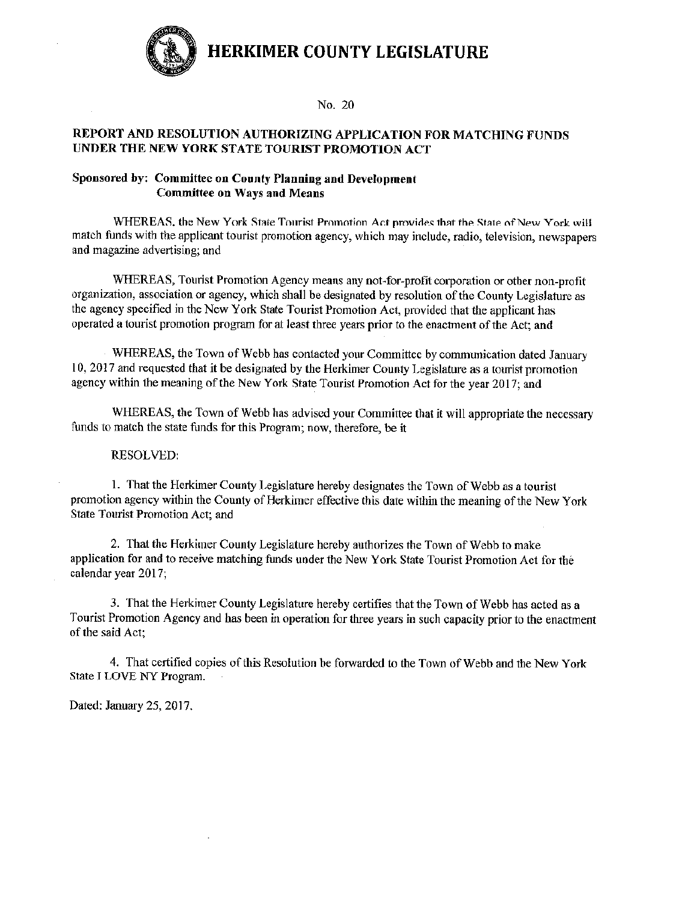# HERKIMER COUNTY LEGISLATURE

No. 20

## REPORT AND RESOLUTION AUTHORIZING APPLICATION FOR MATCHING FUNDS UNDER THE NEW YORK STATE TOURIST PROMOTION ACT

**Sponsored by: Committee on County Planning and Development**
**Committee on Ways and Means**

WHEREAS, the New York State Tourist Promotion Act provides that the State of New York will match funds with the applicant tourist promotion agency, which may include, radio, television, newspapers and magazine advertising; and

WHEREAS, Tourist Promotion Agency means any not-for-profit corporation or other non-profit organization, association or agency, which shall be designated by resolution of the County Legislature as the agency specified in the New York State Tourist Promotion Act, provided that the applicant has operated a tourist promotion program for at least three years prior to the enactment of the Act; and

WHEREAS, the Town of Webb has contacted your Committee by communication dated January 10, 2017 and requested that it be designated by the Herkimer County Legislature as a tourist promotion agency within the meaning of the New York State Tourist Promotion Act for the year 2017; and

WHEREAS, the Town of Webb has advised your Committee that it will appropriate the necessary funds to match the state funds for this Program; now, therefore, be it

RESOLVED:

1. That the Herkimer County Legislature hereby designates the Town of Webb as a tourist promotion agency within the County of Herkimer effective this date within the meaning of the New York State Tourist Promotion Act; and

2. That the Herkimer County Legislature hereby authorizes the Town of Webb to make application for and to receive matching funds under the New York State Tourist Promotion Act for the calendar year 2017;

3. That the Herkimer County Legislature hereby certifies that the Town of Webb has acted as a Tourist Promotion Agency and has been in operation for three years in such capacity prior to the enactment of the said Act;

4. That certified copies of this Resolution be forwarded to the Town of Webb and the New York State I LOVE NY Program.

Dated: January 25, 2017.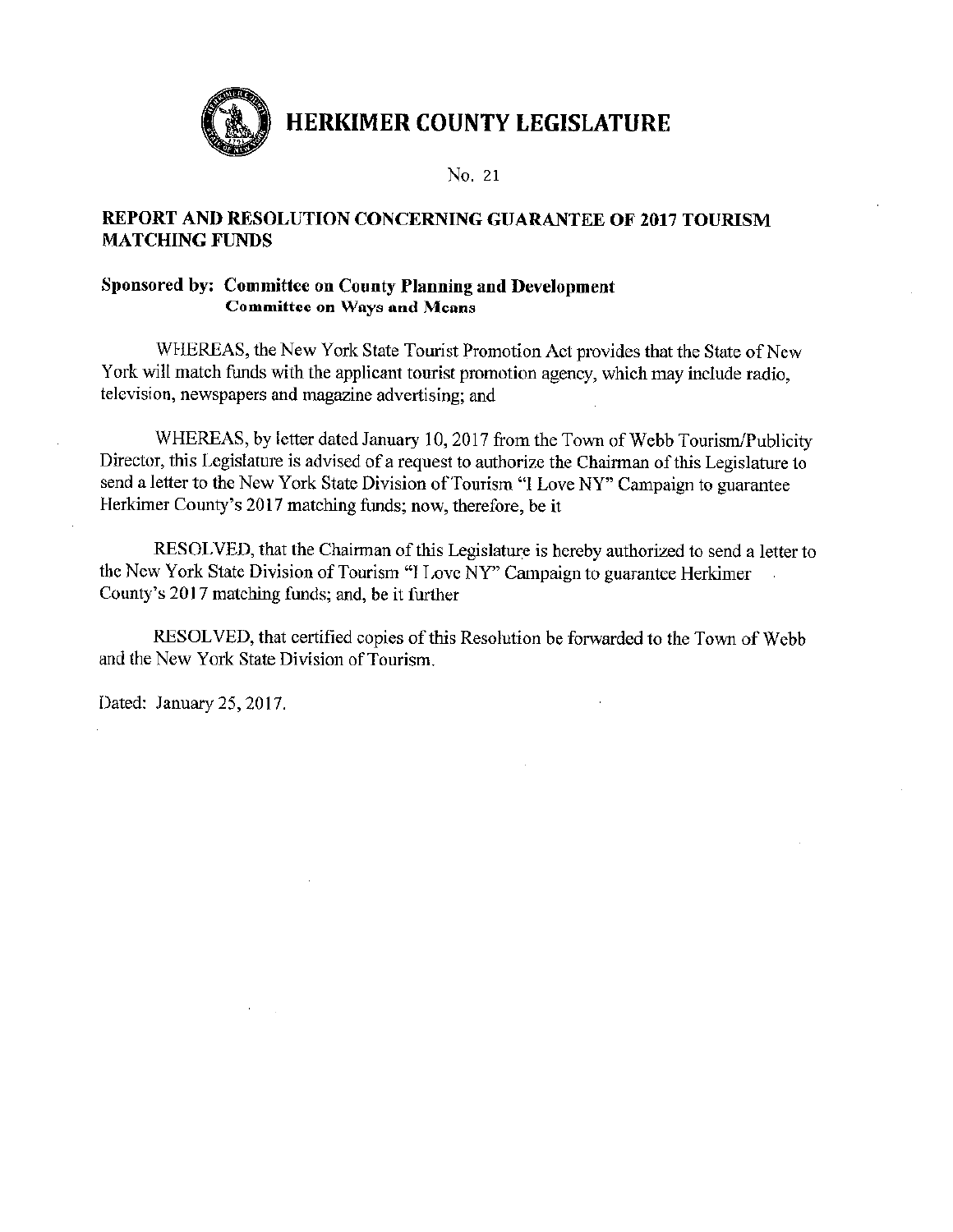# HERKIMER COUNTY LEGISLATURE

No. 21

## REPORT AND RESOLUTION CONCERNING GUARANTEE OF 2017 TOURISM MATCHING FUNDS

**Sponsored by: Committee on County Planning and Development**
**Committee on Ways and Means**

WHEREAS, the New York State Tourist Promotion Act provides that the State of New York will match funds with the applicant tourist promotion agency, which may include radio, television, newspapers and magazine advertising; and

WHEREAS, by letter dated January 10, 2017 from the Town of Webb Tourism/Publicity Director, this Legislature is advised of a request to authorize the Chairman of this Legislature to send a letter to the New York State Division of Tourism "I Love NY" Campaign to guarantee Herkimer County's 2017 matching funds; now, therefore, be it

RESOLVED, that the Chairman of this Legislature is hereby authorized to send a letter to the New York State Division of Tourism "I Love NY" Campaign to guarantee Herkimer County's 2017 matching funds; and, be it further

RESOLVED, that certified copies of this Resolution be forwarded to the Town of Webb and the New York State Division of Tourism.

Dated: January 25, 2017.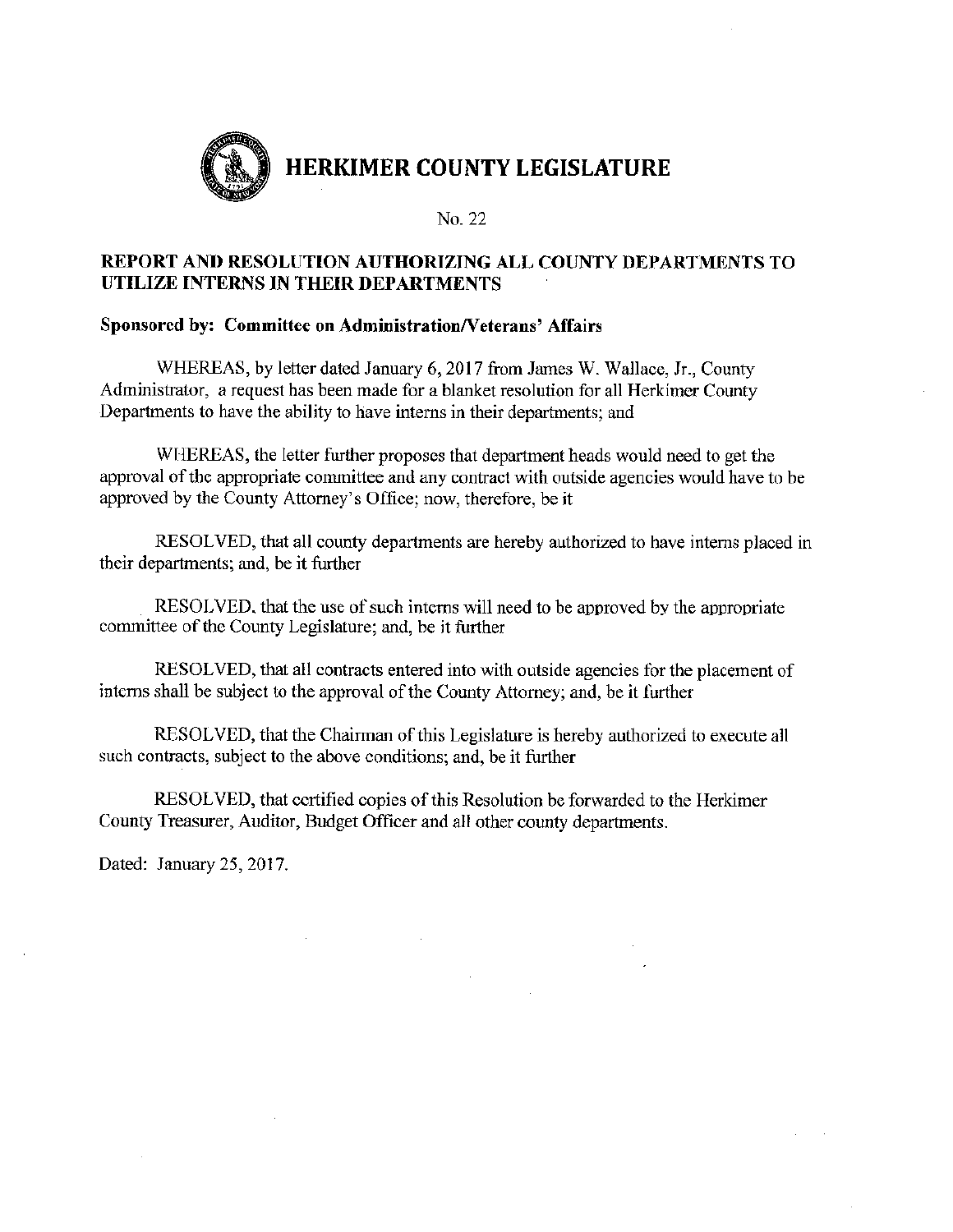# HERKIMER COUNTY LEGISLATURE

No. 22

## REPORT AND RESOLUTION AUTHORIZING ALL COUNTY DEPARTMENTS TO UTILIZE INTERNS IN THEIR DEPARTMENTS

**Sponsored by: Committee on Administration/Veterans' Affairs**

WHEREAS, by letter dated January 6, 2017 from James W. Wallace, Jr., County Administrator, a request has been made for a blanket resolution for all Herkimer County Departments to have the ability to have interns in their departments; and

WHEREAS, the letter further proposes that department heads would need to get the approval of the appropriate committee and any contract with outside agencies would have to be approved by the County Attorney's Office; now, therefore, be it

RESOLVED, that all county departments are hereby authorized to have interns placed in their departments; and, be it further

RESOLVED, that the use of such interns will need to be approved by the appropriate committee of the County Legislature; and, be it further

RESOLVED, that all contracts entered into with outside agencies for the placement of interns shall be subject to the approval of the County Attorney; and, be it further

RESOLVED, that the Chairman of this Legislature is hereby authorized to execute all such contracts, subject to the above conditions; and, be it further

RESOLVED, that certified copies of this Resolution be forwarded to the Herkimer County Treasurer, Auditor, Budget Officer and all other county departments.

Dated: January 25, 2017.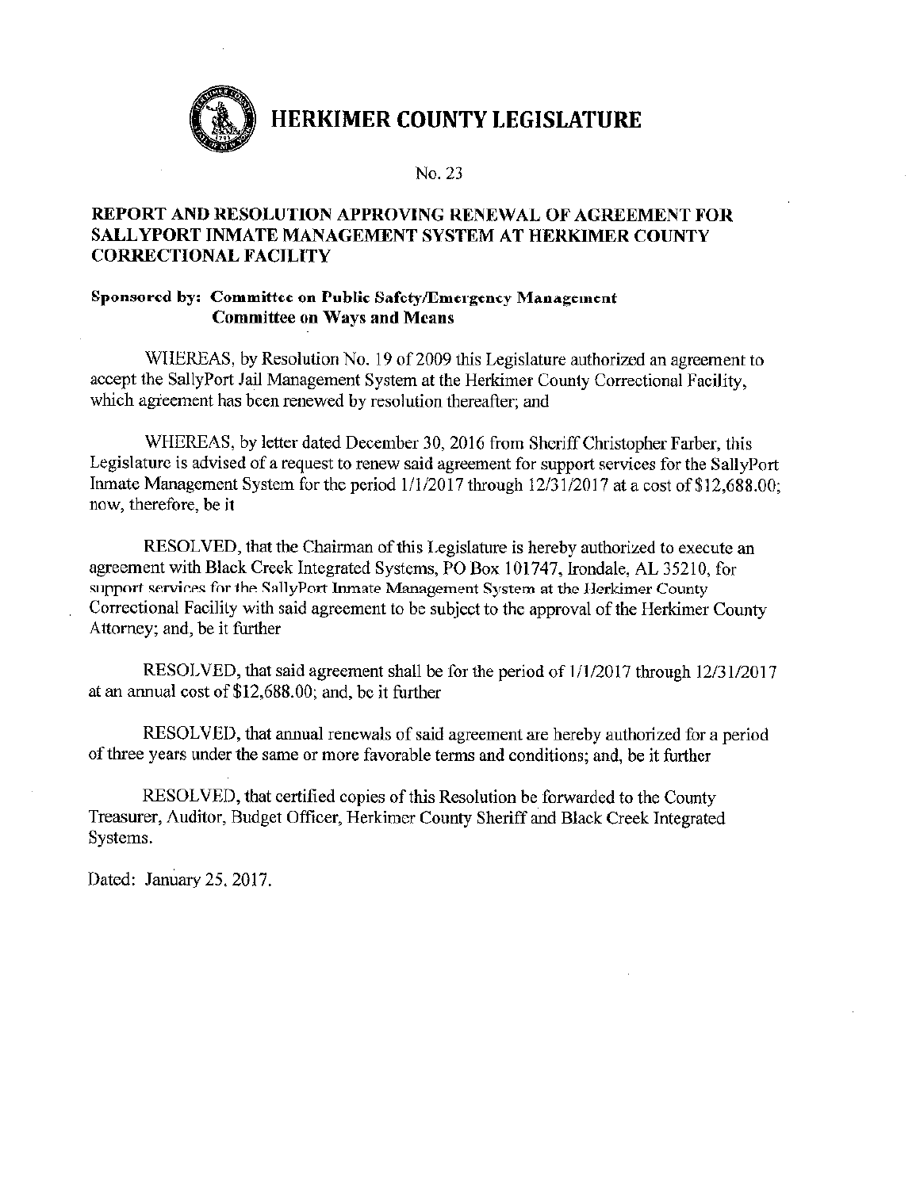# HERKIMER COUNTY LEGISLATURE

No. 23

## REPORT AND RESOLUTION APPROVING RENEWAL OF AGREEMENT FOR SALLYPORT INMATE MANAGEMENT SYSTEM AT HERKIMER COUNTY CORRECTIONAL FACILITY

**Sponsored by: Committee on Public Safety/Emergency Management**
**Committee on Ways and Means**

WHEREAS, by Resolution No. 19 of 2009 this Legislature authorized an agreement to accept the SallyPort Jail Management System at the Herkimer County Correctional Facility, which agreement has been renewed by resolution thereafter; and

WHEREAS, by letter dated December 30, 2016 from Sheriff Christopher Farber, this Legislature is advised of a request to renew said agreement for support services for the SallyPort Inmate Management System for the period 1/1/2017 through 12/31/2017 at a cost of $12,688.00; now, therefore, be it

RESOLVED, that the Chairman of this Legislature is hereby authorized to execute an agreement with Black Creek Integrated Systems, PO Box 101747, Irondale, AL 35210, for support services for the SallyPort Inmate Management System at the Herkimer County Correctional Facility with said agreement to be subject to the approval of the Herkimer County Attorney; and, be it further

RESOLVED, that said agreement shall be for the period of 1/1/2017 through 12/31/2017 at an annual cost of $12,688.00; and, be it further

RESOLVED, that annual renewals of said agreement are hereby authorized for a period of three years under the same or more favorable terms and conditions; and, be it further

RESOLVED, that certified copies of this Resolution be forwarded to the County Treasurer, Auditor, Budget Officer, Herkimer County Sheriff and Black Creek Integrated Systems.

Dated: January 25, 2017.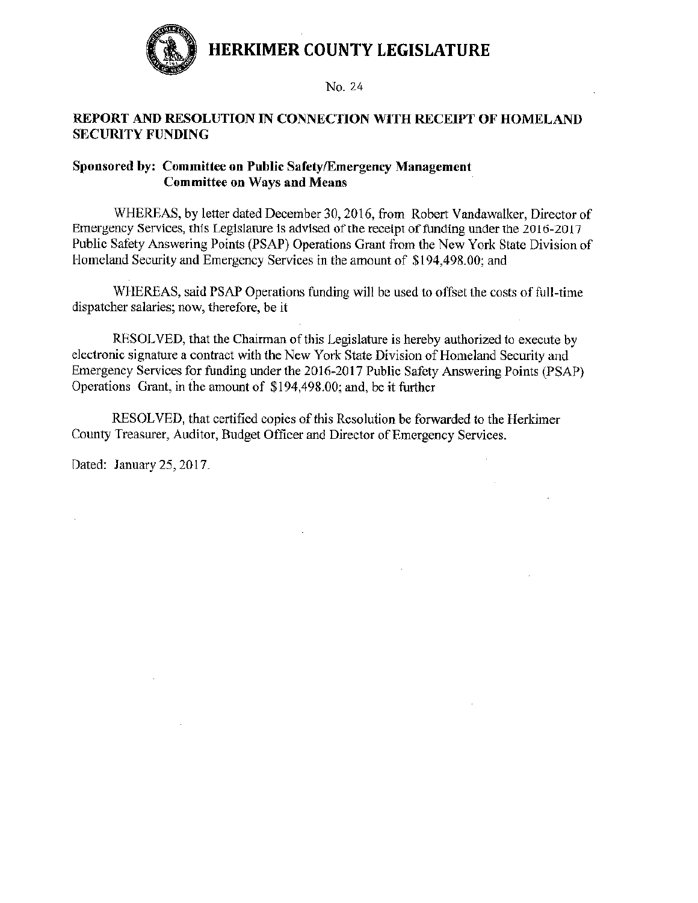# HERKIMER COUNTY LEGISLATURE

No. 24

**REPORT AND RESOLUTION IN CONNECTION WITH RECEIPT OF HOMELAND SECURITY FUNDING**

**Sponsored by: Committee on Public Safety/Emergency Management**
**Committee on Ways and Means**

WHEREAS, by letter dated December 30, 2016, from Robert Vandawalker, Director of Emergency Services, this Legislature is advised of the receipt of funding under the 2016-2017 Public Safety Answering Points (PSAP) Operations Grant from the New York State Division of Homeland Security and Emergency Services in the amount of $194,498.00; and

WHEREAS, said PSAP Operations funding will be used to offset the costs of full-time dispatcher salaries; now, therefore, be it

RESOLVED, that the Chairman of this Legislature is hereby authorized to execute by electronic signature a contract with the New York State Division of Homeland Security and Emergency Services for funding under the 2016-2017 Public Safety Answering Points (PSAP) Operations Grant, in the amount of $194,498.00; and, be it further

RESOLVED, that certified copies of this Resolution be forwarded to the Herkimer County Treasurer, Auditor, Budget Officer and Director of Emergency Services.

Dated: January 25, 2017.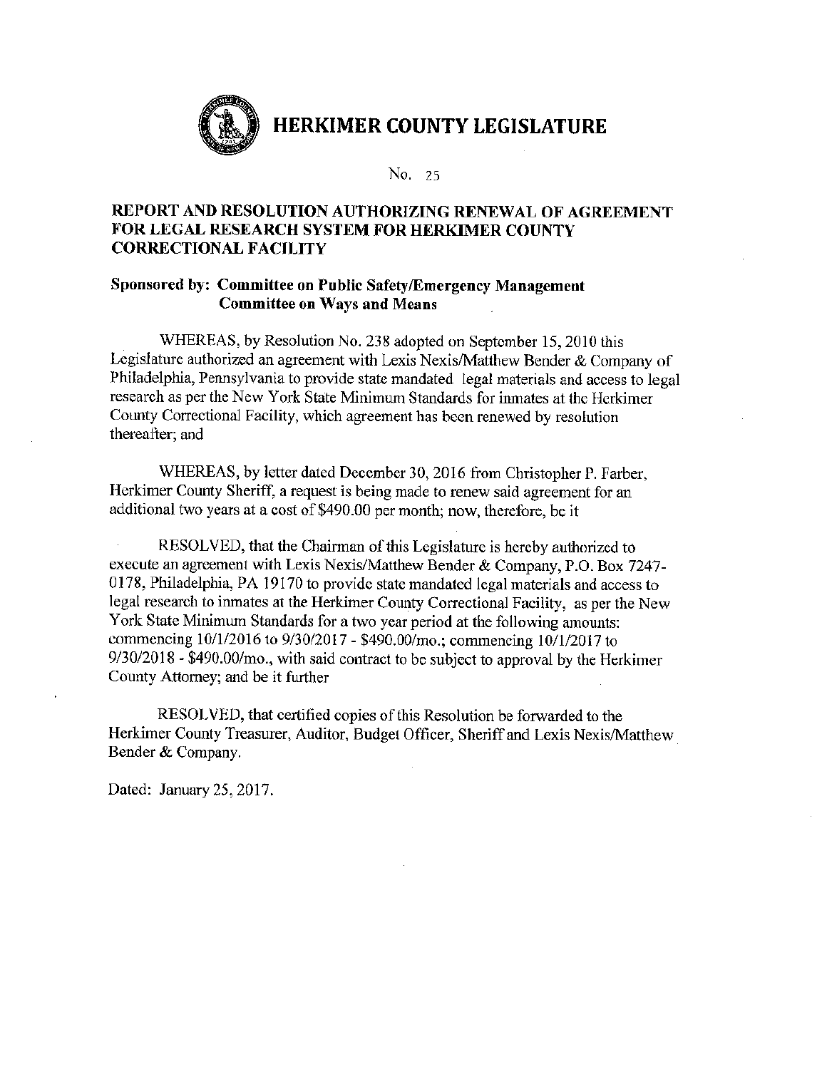# HERKIMER COUNTY LEGISLATURE

No. 25

## REPORT AND RESOLUTION AUTHORIZING RENEWAL OF AGREEMENT FOR LEGAL RESEARCH SYSTEM FOR HERKIMER COUNTY CORRECTIONAL FACILITY

**Sponsored by: Committee on Public Safety/Emergency Management**
**Committee on Ways and Means**

WHEREAS, by Resolution No. 238 adopted on September 15, 2010 this Legislature authorized an agreement with Lexis Nexis/Matthew Bender & Company of Philadelphia, Pennsylvania to provide state mandated legal materials and access to legal research as per the New York State Minimum Standards for inmates at the Herkimer County Correctional Facility, which agreement has been renewed by resolution thereafter; and

WHEREAS, by letter dated December 30, 2016 from Christopher P. Farber, Herkimer County Sheriff, a request is being made to renew said agreement for an additional two years at a cost of $490.00 per month; now, therefore, be it

RESOLVED, that the Chairman of this Legislature is hereby authorized to execute an agreement with Lexis Nexis/Matthew Bender & Company, P.O. Box 7247-0178, Philadelphia, PA 19170 to provide state mandated legal materials and access to legal research to inmates at the Herkimer County Correctional Facility, as per the New York State Minimum Standards for a two year period at the following amounts: commencing 10/1/2016 to 9/30/2017 - $490.00/mo.; commencing 10/1/2017 to 9/30/2018 - $490.00/mo., with said contract to be subject to approval by the Herkimer County Attorney; and be it further

RESOLVED, that certified copies of this Resolution be forwarded to the Herkimer County Treasurer, Auditor, Budget Officer, Sheriff and Lexis Nexis/Matthew Bender & Company.

Dated: January 25, 2017.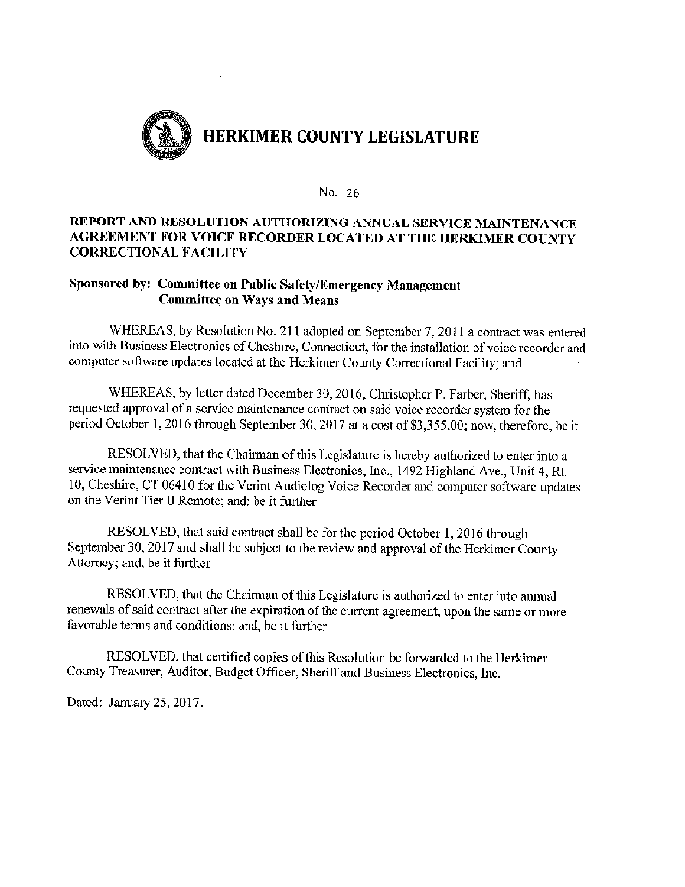# HERKIMER COUNTY LEGISLATURE

No. 26

**REPORT AND RESOLUTION AUTHORIZING ANNUAL SERVICE MAINTENANCE AGREEMENT FOR VOICE RECORDER LOCATED AT THE HERKIMER COUNTY CORRECTIONAL FACILITY**

**Sponsored by: Committee on Public Safety/Emergency Management**
**Committee on Ways and Means**

WHEREAS, by Resolution No. 211 adopted on September 7, 2011 a contract was entered into with Business Electronics of Cheshire, Connecticut, for the installation of voice recorder and computer software updates located at the Herkimer County Correctional Facility; and

WHEREAS, by letter dated December 30, 2016, Christopher P. Farber, Sheriff, has requested approval of a service maintenance contract on said voice recorder system for the period October 1, 2016 through September 30, 2017 at a cost of $3,355.00; now, therefore, be it

RESOLVED, that the Chairman of this Legislature is hereby authorized to enter into a service maintenance contract with Business Electronics, Inc., 1492 Highland Ave., Unit 4, Rt. 10, Cheshire, CT 06410 for the Verint Audiolog Voice Recorder and computer software updates on the Verint Tier II Remote; and; be it further

RESOLVED, that said contract shall be for the period October 1, 2016 through September 30, 2017 and shall be subject to the review and approval of the Herkimer County Attorney; and, be it further

RESOLVED, that the Chairman of this Legislature is authorized to enter into annual renewals of said contract after the expiration of the current agreement, upon the same or more favorable terms and conditions; and, be it further

RESOLVED, that certified copies of this Resolution be forwarded to the Herkimer County Treasurer, Auditor, Budget Officer, Sheriff and Business Electronics, Inc.

Dated: January 25, 2017.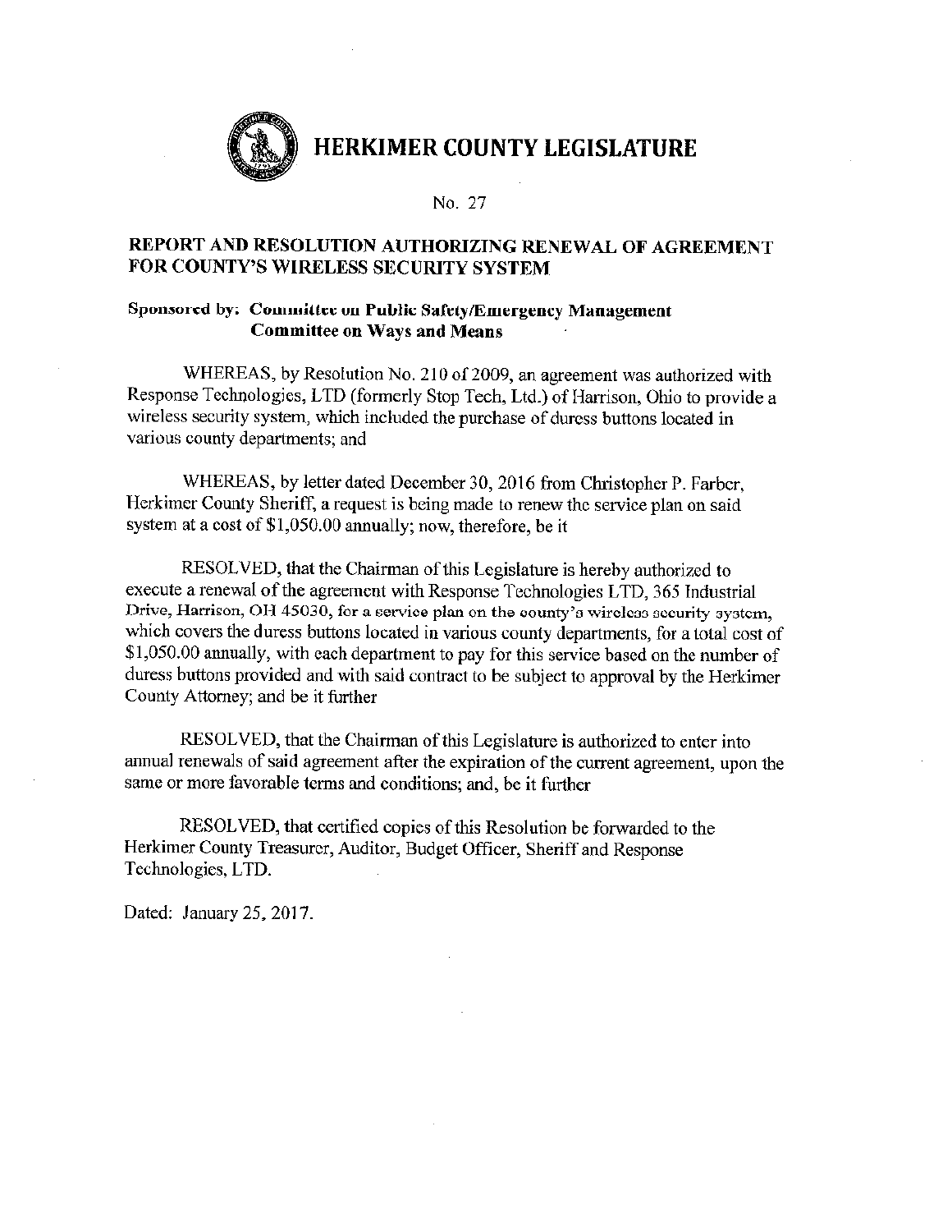# HERKIMER COUNTY LEGISLATURE

No. 27

## REPORT AND RESOLUTION AUTHORIZING RENEWAL OF AGREEMENT FOR COUNTY'S WIRELESS SECURITY SYSTEM

**Sponsored by: Committee on Public Safety/Emergency Management**
**Committee on Ways and Means**

WHEREAS, by Resolution No. 210 of 2009, an agreement was authorized with Response Technologies, LTD (formerly Stop Tech, Ltd.) of Harrison, Ohio to provide a wireless security system, which included the purchase of duress buttons located in various county departments; and

WHEREAS, by letter dated December 30, 2016 from Christopher P. Farber, Herkimer County Sheriff, a request is being made to renew the service plan on said system at a cost of $1,050.00 annually; now, therefore, be it

RESOLVED, that the Chairman of this Legislature is hereby authorized to execute a renewal of the agreement with Response Technologies LTD, 365 Industrial Drive, Harrison, OH 45030, for a service plan on the county's wireless security system, which covers the duress buttons located in various county departments, for a total cost of $1,050.00 annually, with each department to pay for this service based on the number of duress buttons provided and with said contract to be subject to approval by the Herkimer County Attorney; and be it further

RESOLVED, that the Chairman of this Legislature is authorized to enter into annual renewals of said agreement after the expiration of the current agreement, upon the same or more favorable terms and conditions; and, be it further

RESOLVED, that certified copies of this Resolution be forwarded to the Herkimer County Treasurer, Auditor, Budget Officer, Sheriff and Response Technologies, LTD.

Dated: January 25, 2017.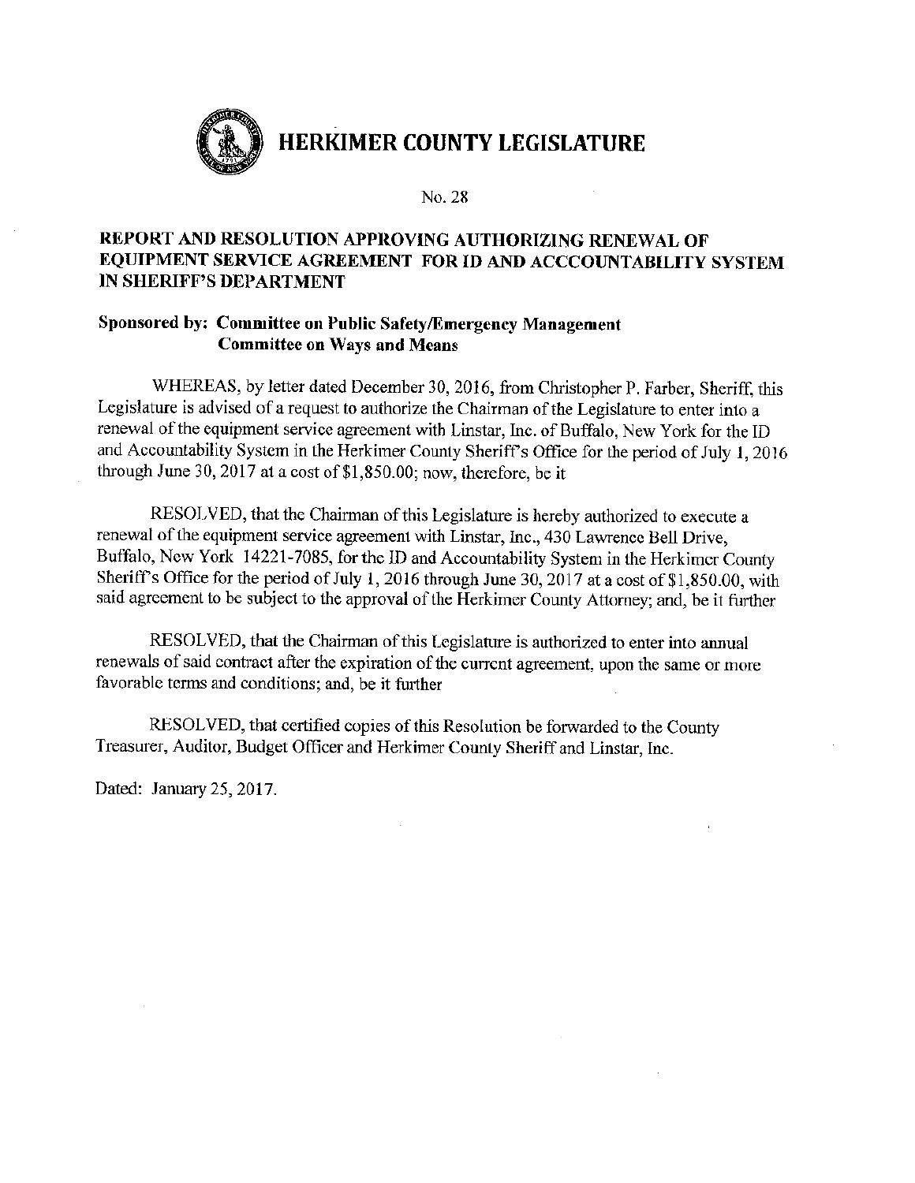# HERKIMER COUNTY LEGISLATURE

No. 28

## REPORT AND RESOLUTION APPROVING AUTHORIZING RENEWAL OF EQUIPMENT SERVICE AGREEMENT FOR ID AND ACCCOUNTABILITY SYSTEM IN SHERIFF'S DEPARTMENT

**Sponsored by: Committee on Public Safety/Emergency Management**
**Committee on Ways and Means**

WHEREAS, by letter dated December 30, 2016, from Christopher P. Farber, Sheriff, this Legislature is advised of a request to authorize the Chairman of the Legislature to enter into a renewal of the equipment service agreement with Linstar, Inc. of Buffalo, New York for the ID and Accountability System in the Herkimer County Sheriff's Office for the period of July 1, 2016 through June 30, 2017 at a cost of $1,850.00; now, therefore, be it

RESOLVED, that the Chairman of this Legislature is hereby authorized to execute a renewal of the equipment service agreement with Linstar, Inc., 430 Lawrence Bell Drive, Buffalo, New York 14221-7085, for the ID and Accountability System in the Herkimer County Sheriff's Office for the period of July 1, 2016 through June 30, 2017 at a cost of $1,850.00, with said agreement to be subject to the approval of the Herkimer County Attorney; and, be it further

RESOLVED, that the Chairman of this Legislature is authorized to enter into annual renewals of said contract after the expiration of the current agreement, upon the same or more favorable terms and conditions; and, be it further

RESOLVED, that certified copies of this Resolution be forwarded to the County Treasurer, Auditor, Budget Officer and Herkimer County Sheriff and Linstar, Inc.

Dated: January 25, 2017.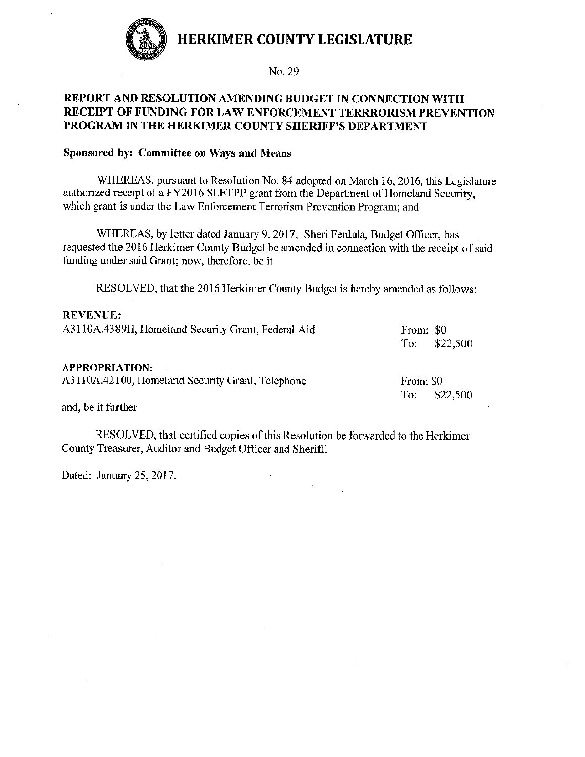# HERKIMER COUNTY LEGISLATURE

No. 29

**REPORT AND RESOLUTION AMENDING BUDGET IN CONNECTION WITH RECEIPT OF FUNDING FOR LAW ENFORCEMENT TERRRORISM PREVENTION PROGRAM IN THE HERKIMER COUNTY SHERIFF'S DEPARTMENT**

**Sponsored by: Committee on Ways and Means**

WHEREAS, pursuant to Resolution No. 84 adopted on March 16, 2016, this Legislature authorized receipt of a FY2016 SLETPP grant from the Department of Homeland Security, which grant is under the Law Enforcement Terrorism Prevention Program; and

WHEREAS, by letter dated January 9, 2017, Sheri Ferdula, Budget Officer, has requested the 2016 Herkimer County Budget be amended in connection with the receipt of said funding under said Grant; now, therefore, be it

RESOLVED, that the 2016 Herkimer County Budget is hereby amended as follows:

**REVENUE:**

| | |
|---|---|
| A3110A.4389H, Homeland Security Grant, Federal Aid | From: $0 |
| | To: $22,500 |

**APPROPRIATION:**

| | |
|---|---|
| A3110A.42100, Homeland Security Grant, Telephone | From: $0 |
| | To: $22,500 |

and, be it further

RESOLVED, that certified copies of this Resolution be forwarded to the Herkimer County Treasurer, Auditor and Budget Officer and Sheriff.

Dated: January 25, 2017.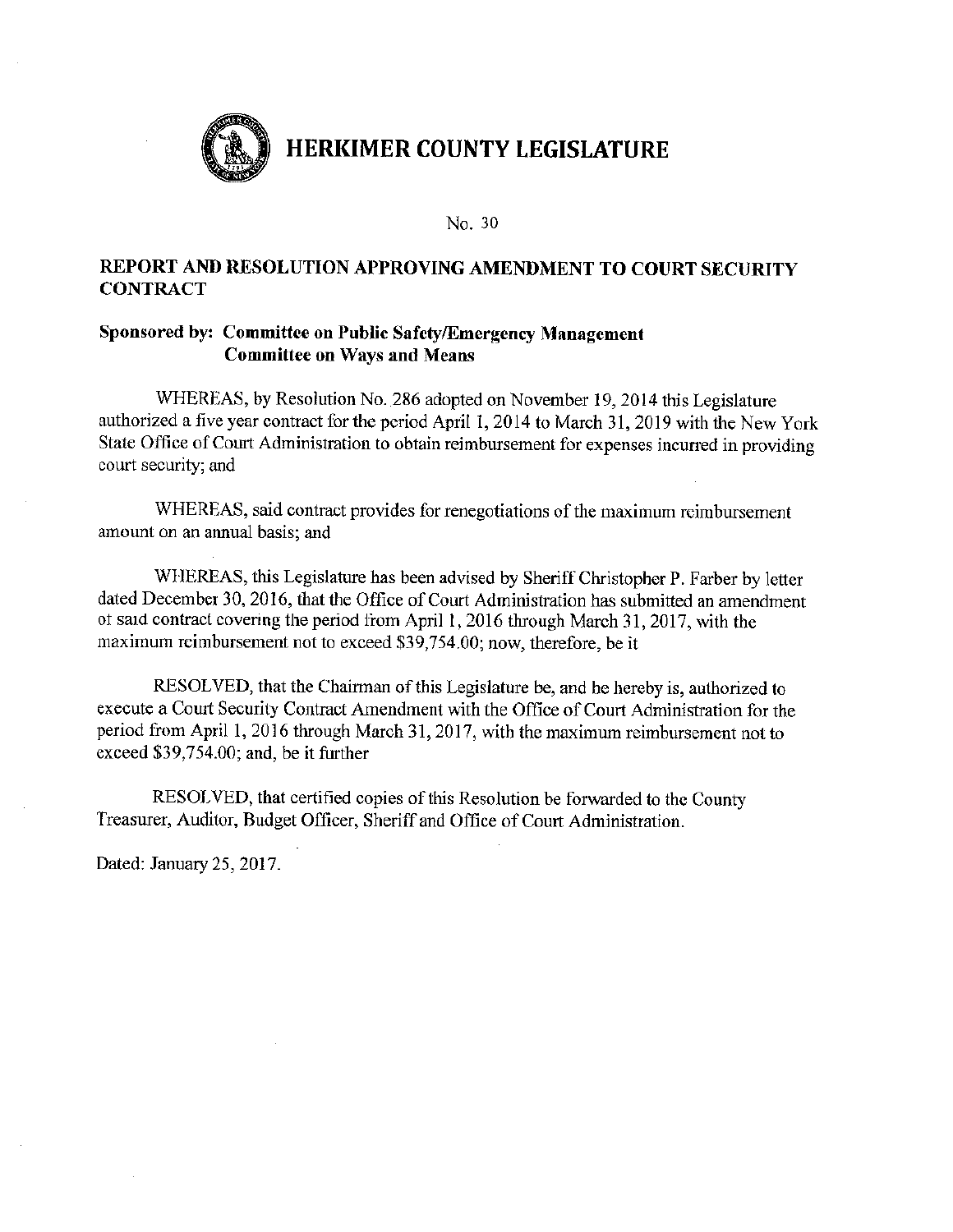# HERKIMER COUNTY LEGISLATURE

No. 30

## REPORT AND RESOLUTION APPROVING AMENDMENT TO COURT SECURITY CONTRACT

**Sponsored by: Committee on Public Safety/Emergency Management**
**Committee on Ways and Means**

WHEREAS, by Resolution No. 286 adopted on November 19, 2014 this Legislature authorized a five year contract for the period April 1, 2014 to March 31, 2019 with the New York State Office of Court Administration to obtain reimbursement for expenses incurred in providing court security; and

WHEREAS, said contract provides for renegotiations of the maximum reimbursement amount on an annual basis; and

WHEREAS, this Legislature has been advised by Sheriff Christopher P. Farber by letter dated December 30, 2016, that the Office of Court Administration has submitted an amendment of said contract covering the period from April 1, 2016 through March 31, 2017, with the maximum reimbursement not to exceed $39,754.00; now, therefore, be it

RESOLVED, that the Chairman of this Legislature be, and he hereby is, authorized to execute a Court Security Contract Amendment with the Office of Court Administration for the period from April 1, 2016 through March 31, 2017, with the maximum reimbursement not to exceed $39,754.00; and, be it further

RESOLVED, that certified copies of this Resolution be forwarded to the County Treasurer, Auditor, Budget Officer, Sheriff and Office of Court Administration.

Dated: January 25, 2017.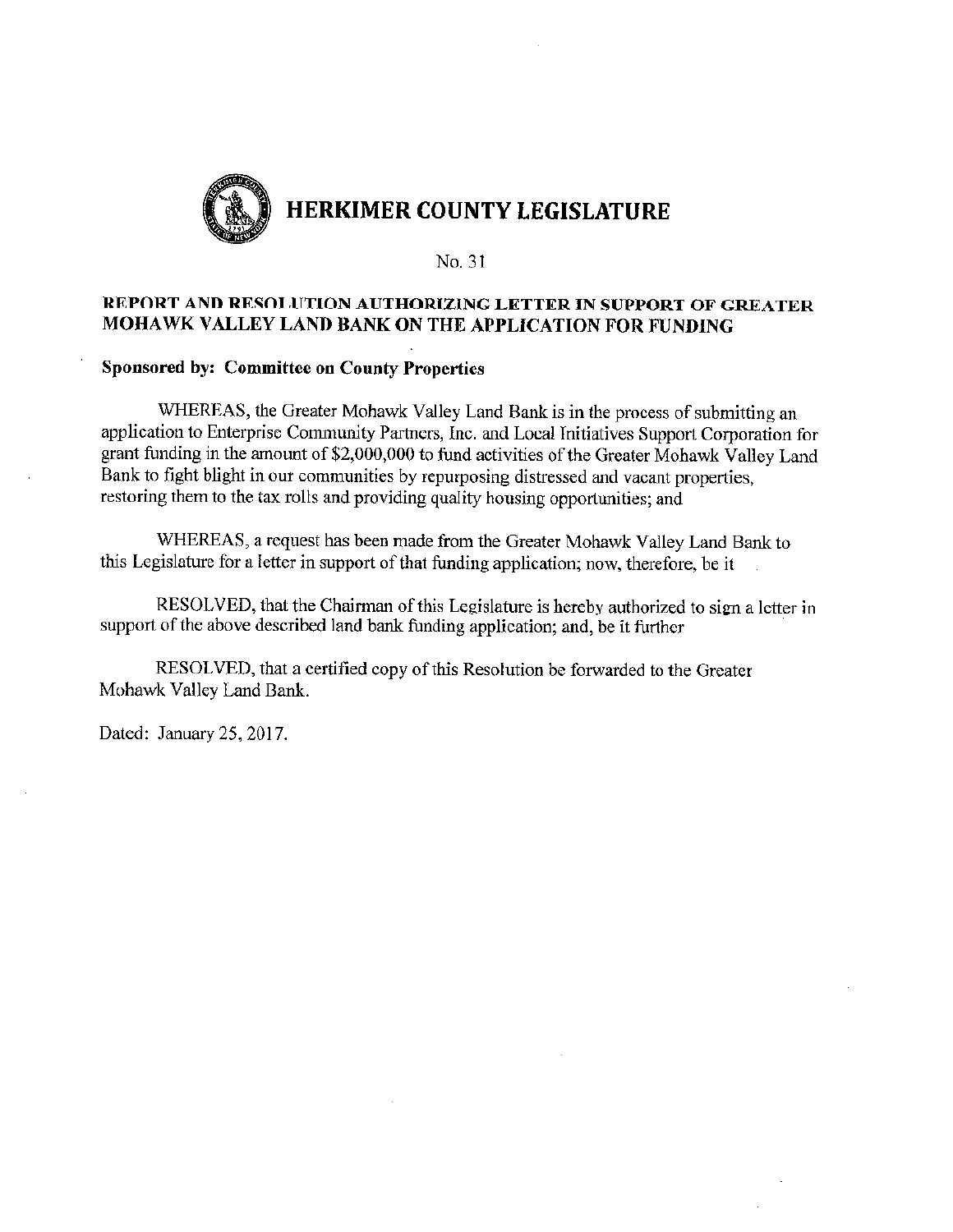# HERKIMER COUNTY LEGISLATURE

No. 31

## REPORT AND RESOLUTION AUTHORIZING LETTER IN SUPPORT OF GREATER MOHAWK VALLEY LAND BANK ON THE APPLICATION FOR FUNDING

**Sponsored by: Committee on County Properties**

WHEREAS, the Greater Mohawk Valley Land Bank is in the process of submitting an application to Enterprise Community Partners, Inc. and Local Initiatives Support Corporation for grant funding in the amount of $2,000,000 to fund activities of the Greater Mohawk Valley Land Bank to fight blight in our communities by repurposing distressed and vacant properties, restoring them to the tax rolls and providing quality housing opportunities; and

WHEREAS, a request has been made from the Greater Mohawk Valley Land Bank to this Legislature for a letter in support of that funding application; now, therefore, be it

RESOLVED, that the Chairman of this Legislature is hereby authorized to sign a letter in support of the above described land bank funding application; and, be it further

RESOLVED, that a certified copy of this Resolution be forwarded to the Greater Mohawk Valley Land Bank.

Dated: January 25, 2017.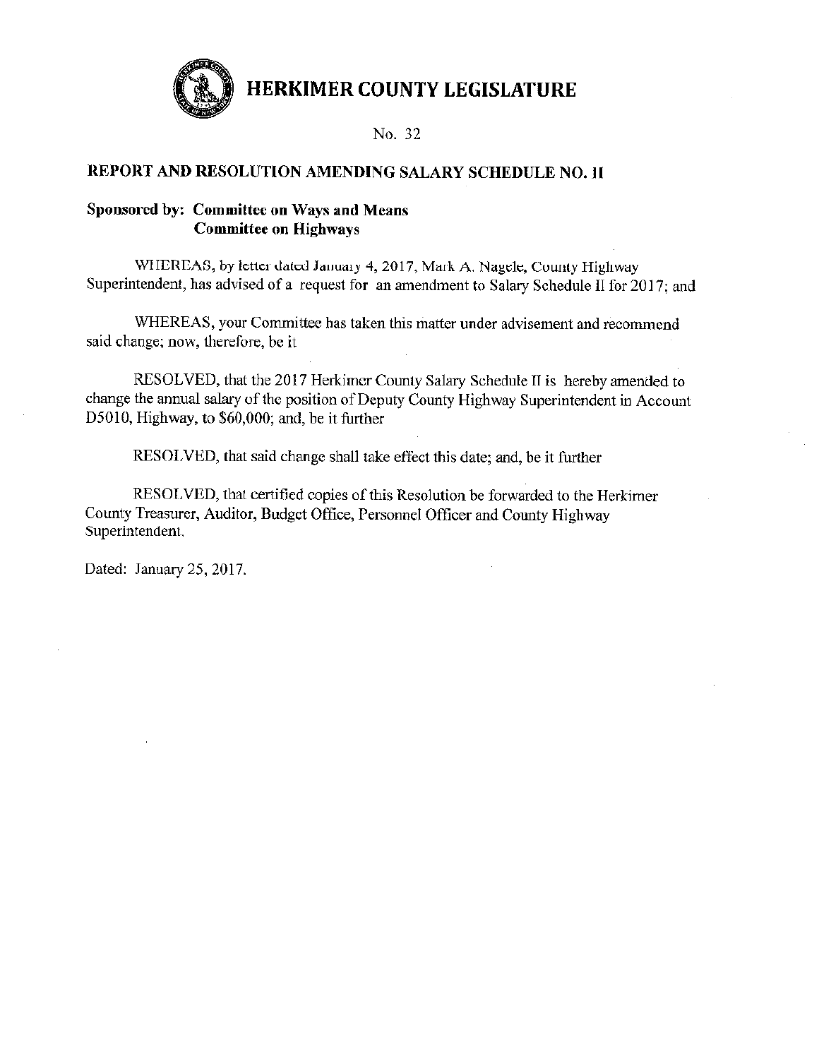# HERKIMER COUNTY LEGISLATURE

No. 32

## REPORT AND RESOLUTION AMENDING SALARY SCHEDULE NO. II

**Sponsored by: Committee on Ways and Means**
**Committee on Highways**

WHEREAS, by letter dated January 4, 2017, Mark A. Nagele, County Highway Superintendent, has advised of a request for an amendment to Salary Schedule II for 2017; and

WHEREAS, your Committee has taken this matter under advisement and recommend said change; now, therefore, be it

RESOLVED, that the 2017 Herkimer County Salary Schedule II is hereby amended to change the annual salary of the position of Deputy County Highway Superintendent in Account D5010, Highway, to $60,000; and, be it further

RESOLVED, that said change shall take effect this date; and, be it further

RESOLVED, that certified copies of this Resolution be forwarded to the Herkimer County Treasurer, Auditor, Budget Office, Personnel Officer and County Highway Superintendent.

Dated: January 25, 2017.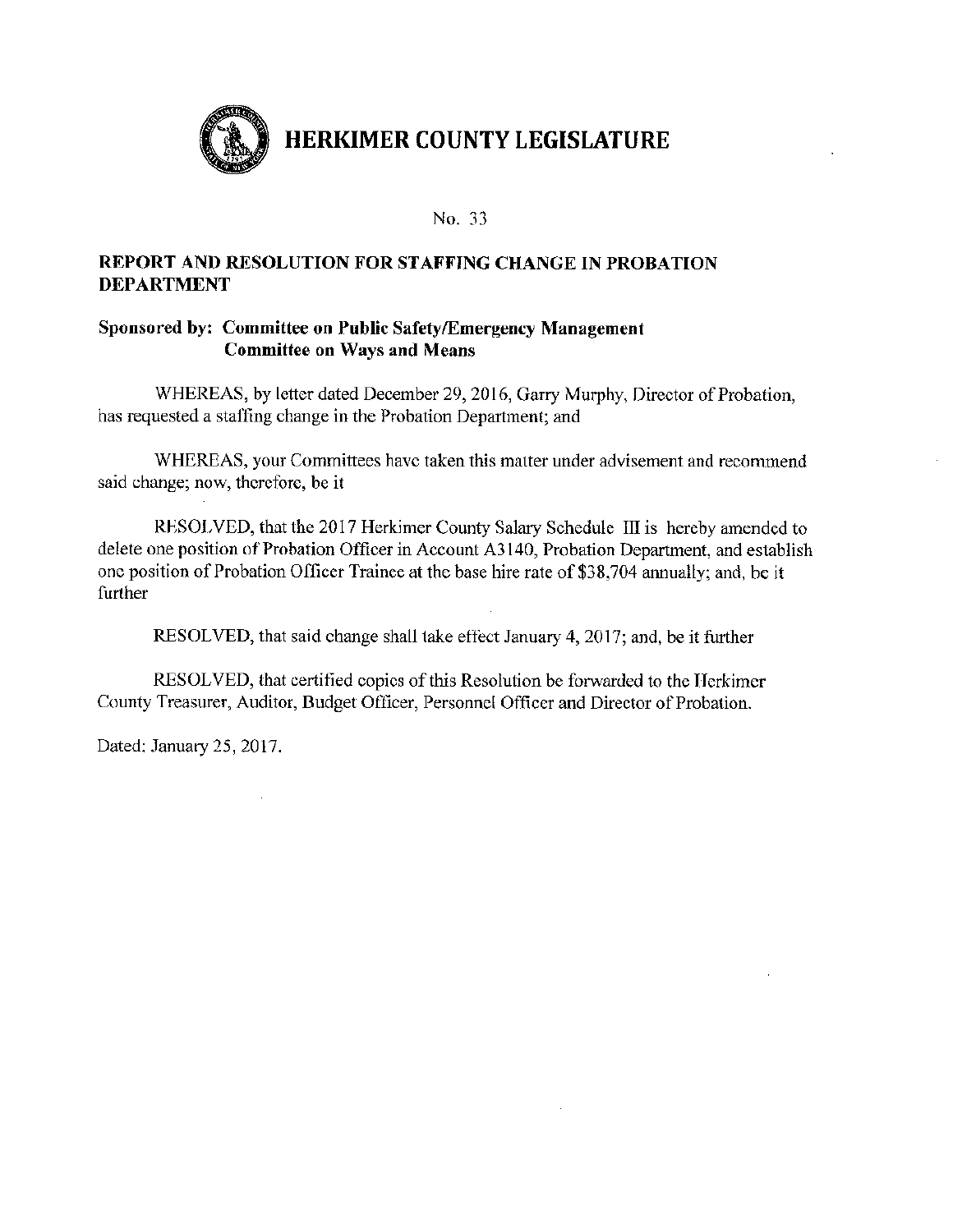# HERKIMER COUNTY LEGISLATURE

No. 33

## REPORT AND RESOLUTION FOR STAFFING CHANGE IN PROBATION DEPARTMENT

**Sponsored by: Committee on Public Safety/Emergency Management**
**Committee on Ways and Means**

WHEREAS, by letter dated December 29, 2016, Garry Murphy, Director of Probation, has requested a staffing change in the Probation Department; and

WHEREAS, your Committees have taken this matter under advisement and recommend said change; now, therefore, be it

RESOLVED, that the 2017 Herkimer County Salary Schedule III is hereby amended to delete one position of Probation Officer in Account A3140, Probation Department, and establish one position of Probation Officer Trainee at the base hire rate of $38,704 annually; and, be it further

RESOLVED, that said change shall take effect January 4, 2017; and, be it further

RESOLVED, that certified copies of this Resolution be forwarded to the Herkimer County Treasurer, Auditor, Budget Officer, Personnel Officer and Director of Probation.

Dated: January 25, 2017.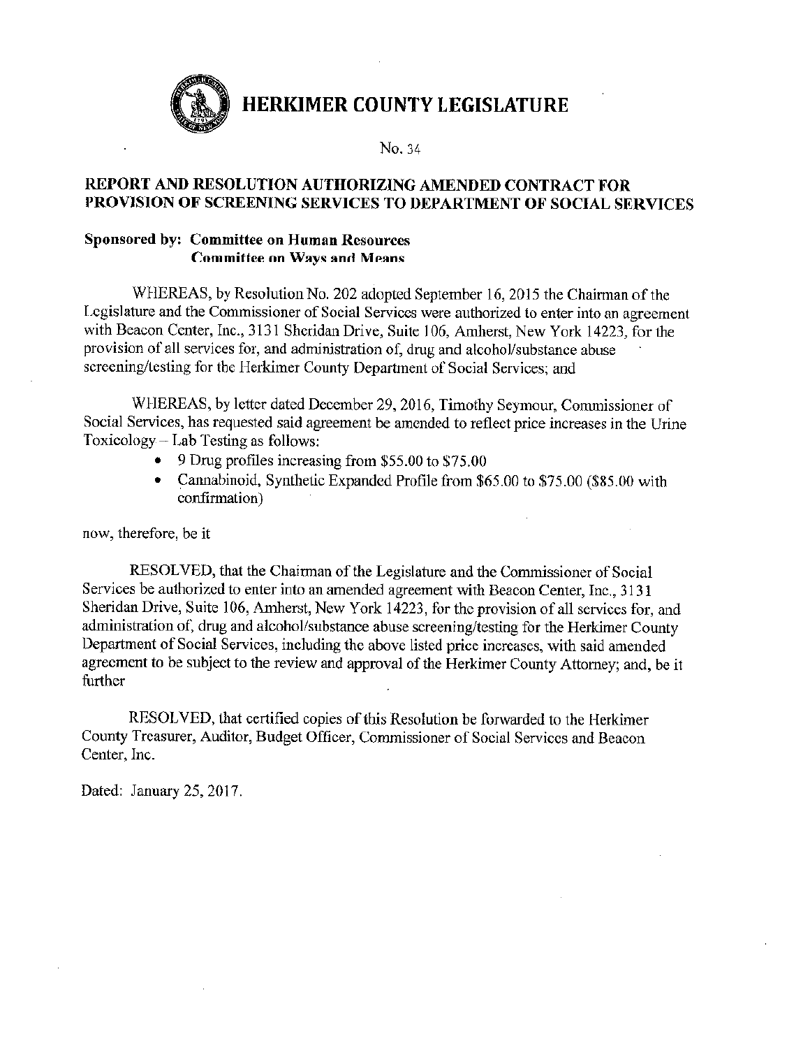# HERKIMER COUNTY LEGISLATURE

No. 34

## REPORT AND RESOLUTION AUTHORIZING AMENDED CONTRACT FOR PROVISION OF SCREENING SERVICES TO DEPARTMENT OF SOCIAL SERVICES

**Sponsored by: Committee on Human Resources**
**Committee on Ways and Means**

WHEREAS, by Resolution No. 202 adopted September 16, 2015 the Chairman of the Legislature and the Commissioner of Social Services were authorized to enter into an agreement with Beacon Center, Inc., 3131 Sheridan Drive, Suite 106, Amherst, New York 14223, for the provision of all services for, and administration of, drug and alcohol/substance abuse screening/testing for the Herkimer County Department of Social Services; and

WHEREAS, by letter dated December 29, 2016, Timothy Seymour, Commissioner of Social Services, has requested said agreement be amended to reflect price increases in the Urine Toxicology – Lab Testing as follows:

- 9 Drug profiles increasing from $55.00 to $75.00
- Cannabinoid, Synthetic Expanded Profile from $65.00 to $75.00 ($85.00 with confirmation)

now, therefore, be it

RESOLVED, that the Chairman of the Legislature and the Commissioner of Social Services be authorized to enter into an amended agreement with Beacon Center, Inc., 3131 Sheridan Drive, Suite 106, Amherst, New York 14223, for the provision of all services for, and administration of, drug and alcohol/substance abuse screening/testing for the Herkimer County Department of Social Services, including the above listed price increases, with said amended agreement to be subject to the review and approval of the Herkimer County Attorney; and, be it further

RESOLVED, that certified copies of this Resolution be forwarded to the Herkimer County Treasurer, Auditor, Budget Officer, Commissioner of Social Services and Beacon Center, Inc.

Dated: January 25, 2017.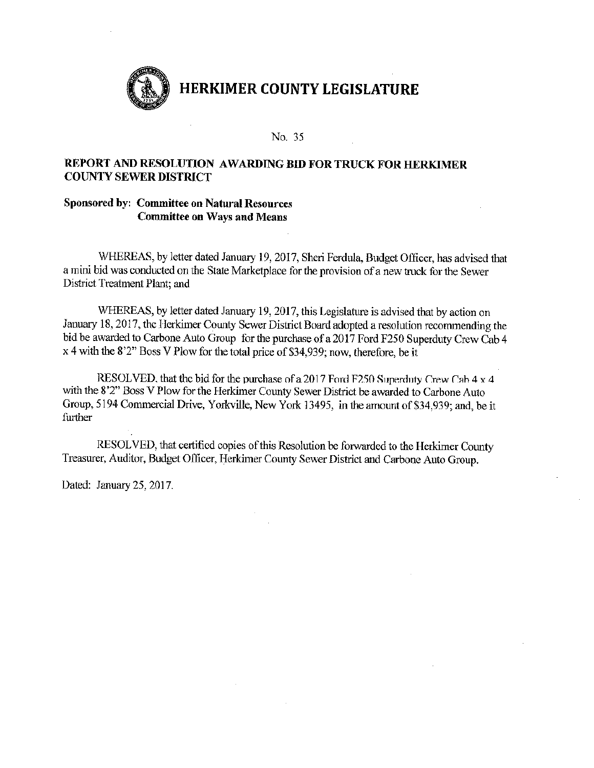# HERKIMER COUNTY LEGISLATURE

No. 35

## REPORT AND RESOLUTION AWARDING BID FOR TRUCK FOR HERKIMER COUNTY SEWER DISTRICT

**Sponsored by: Committee on Natural Resources**
**Committee on Ways and Means**

WHEREAS, by letter dated January 19, 2017, Sheri Ferdula, Budget Officer, has advised that a mini bid was conducted on the State Marketplace for the provision of a new truck for the Sewer District Treatment Plant; and

WHEREAS, by letter dated January 19, 2017, this Legislature is advised that by action on January 18, 2017, the Herkimer County Sewer District Board adopted a resolution recommending the bid be awarded to Carbone Auto Group for the purchase of a 2017 Ford F250 Superduty Crew Cab 4 x 4 with the 8'2" Boss V Plow for the total price of $34,939; now, therefore, be it

RESOLVED, that the bid for the purchase of a 2017 Ford F250 Superduty Crew Cab 4 x 4 with the 8'2" Boss V Plow for the Herkimer County Sewer District be awarded to Carbone Auto Group, 5194 Commercial Drive, Yorkville, New York 13495, in the amount of $34,939; and, be it further

RESOLVED, that certified copies of this Resolution be forwarded to the Herkimer County Treasurer, Auditor, Budget Officer, Herkimer County Sewer District and Carbone Auto Group.

Dated: January 25, 2017.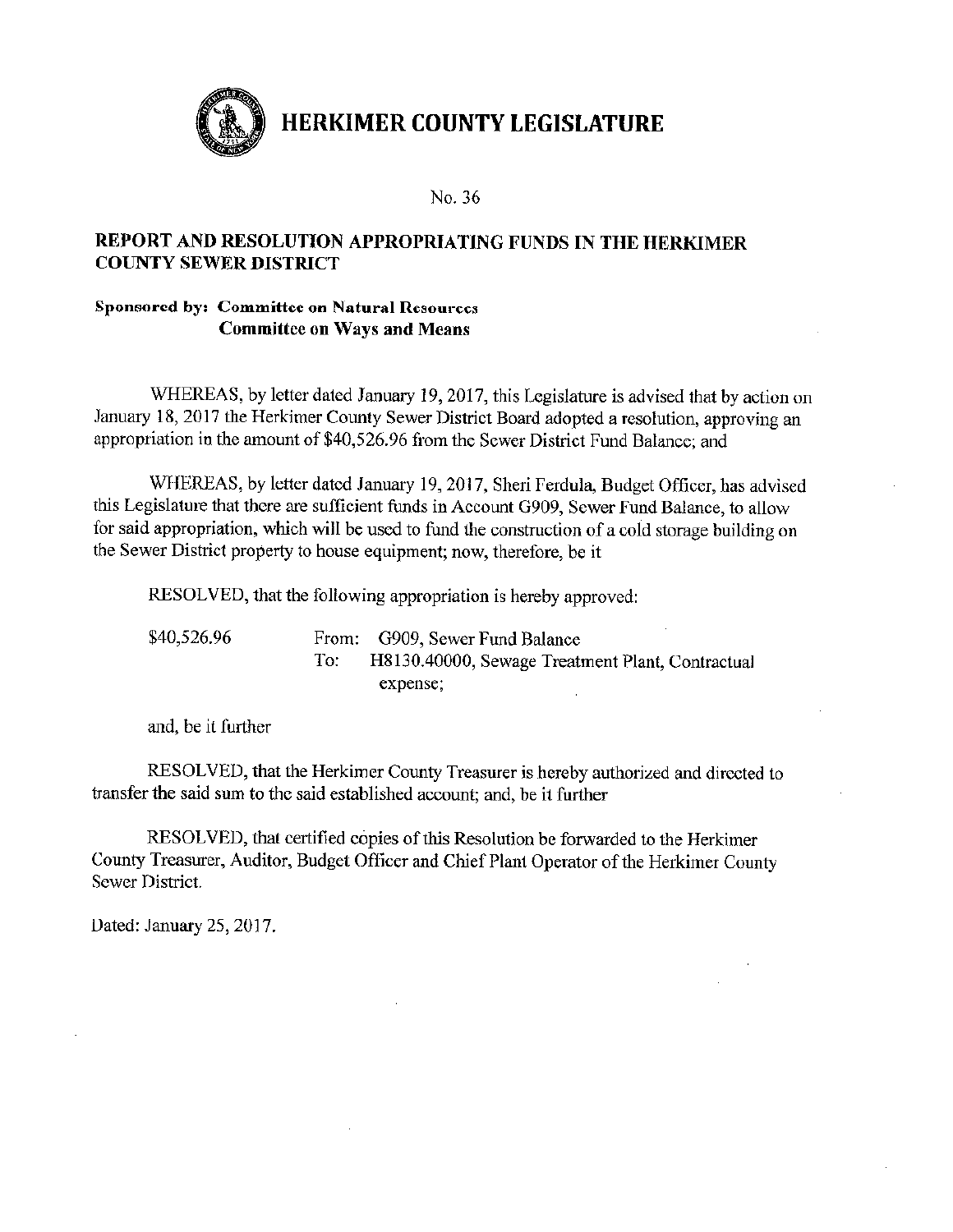# HERKIMER COUNTY LEGISLATURE

No. 36

## REPORT AND RESOLUTION APPROPRIATING FUNDS IN THE HERKIMER COUNTY SEWER DISTRICT

**Sponsored by: Committee on Natural Resources**
**Committee on Ways and Means**

WHEREAS, by letter dated January 19, 2017, this Legislature is advised that by action on January 18, 2017 the Herkimer County Sewer District Board adopted a resolution, approving an appropriation in the amount of $40,526.96 from the Sewer District Fund Balance; and

WHEREAS, by letter dated January 19, 2017, Sheri Ferdula, Budget Officer, has advised this Legislature that there are sufficient funds in Account G909, Sewer Fund Balance, to allow for said appropriation, which will be used to fund the construction of a cold storage building on the Sewer District property to house equipment; now, therefore, be it

RESOLVED, that the following appropriation is hereby approved:

$40,526.96 From: G909, Sewer Fund Balance
To: H8130.40000, Sewage Treatment Plant, Contractual expense;

and, be it further

RESOLVED, that the Herkimer County Treasurer is hereby authorized and directed to transfer the said sum to the said established account; and, be it further

RESOLVED, that certified copies of this Resolution be forwarded to the Herkimer County Treasurer, Auditor, Budget Officer and Chief Plant Operator of the Herkimer County Sewer District.

Dated: January 25, 2017.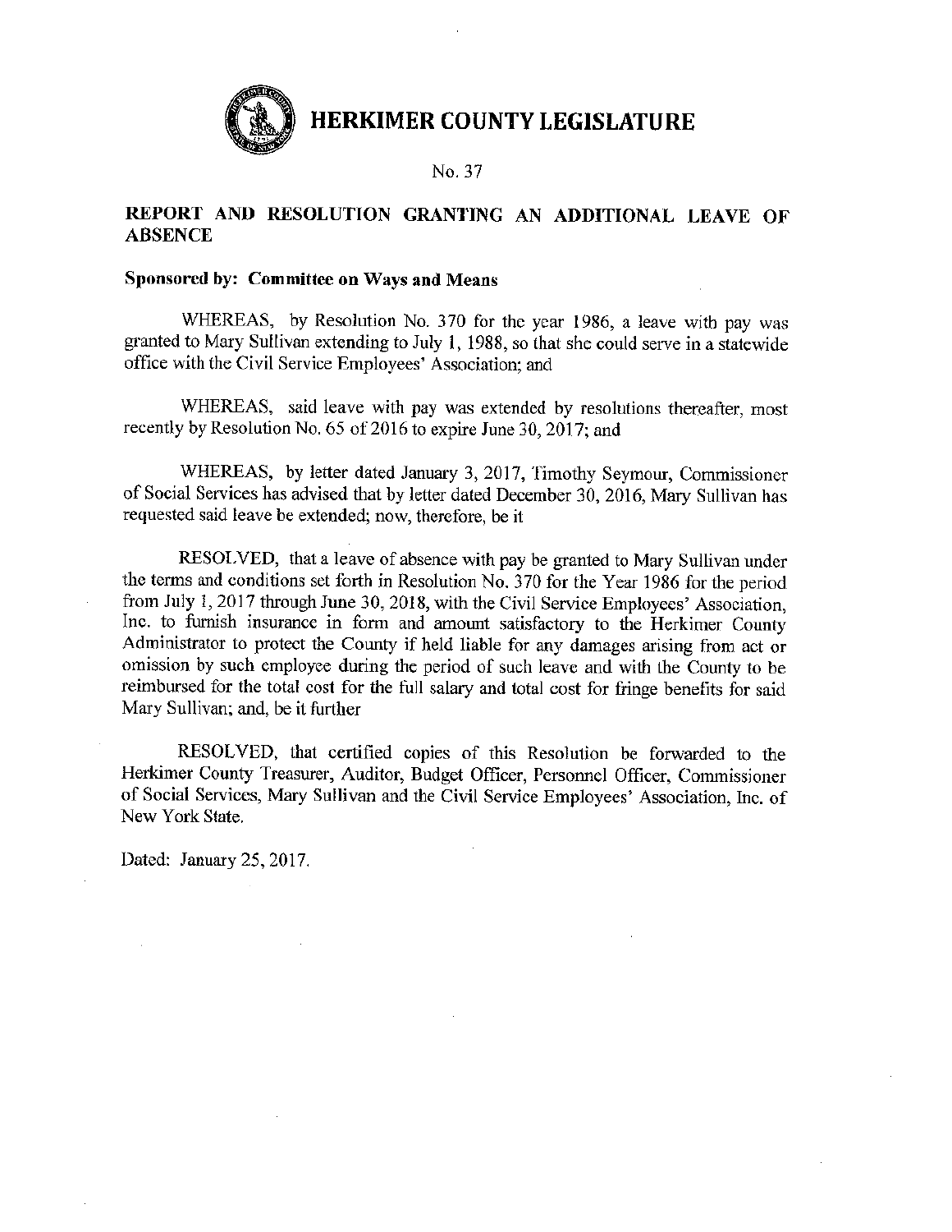# HERKIMER COUNTY LEGISLATURE

No. 37

## REPORT AND RESOLUTION GRANTING AN ADDITIONAL LEAVE OF ABSENCE

**Sponsored by: Committee on Ways and Means**

WHEREAS, by Resolution No. 370 for the year 1986, a leave with pay was granted to Mary Sullivan extending to July 1, 1988, so that she could serve in a statewide office with the Civil Service Employees' Association; and

WHEREAS, said leave with pay was extended by resolutions thereafter, most recently by Resolution No. 65 of 2016 to expire June 30, 2017; and

WHEREAS, by letter dated January 3, 2017, Timothy Seymour, Commissioner of Social Services has advised that by letter dated December 30, 2016, Mary Sullivan has requested said leave be extended; now, therefore, be it

RESOLVED, that a leave of absence with pay be granted to Mary Sullivan under the terms and conditions set forth in Resolution No. 370 for the Year 1986 for the period from July 1, 2017 through June 30, 2018, with the Civil Service Employees' Association, Inc. to furnish insurance in form and amount satisfactory to the Herkimer County Administrator to protect the County if held liable for any damages arising from act or omission by such employee during the period of such leave and with the County to be reimbursed for the total cost for the full salary and total cost for fringe benefits for said Mary Sullivan; and, be it further

RESOLVED, that certified copies of this Resolution be forwarded to the Herkimer County Treasurer, Auditor, Budget Officer, Personnel Officer, Commissioner of Social Services, Mary Sullivan and the Civil Service Employees' Association, Inc. of New York State.

Dated: January 25, 2017.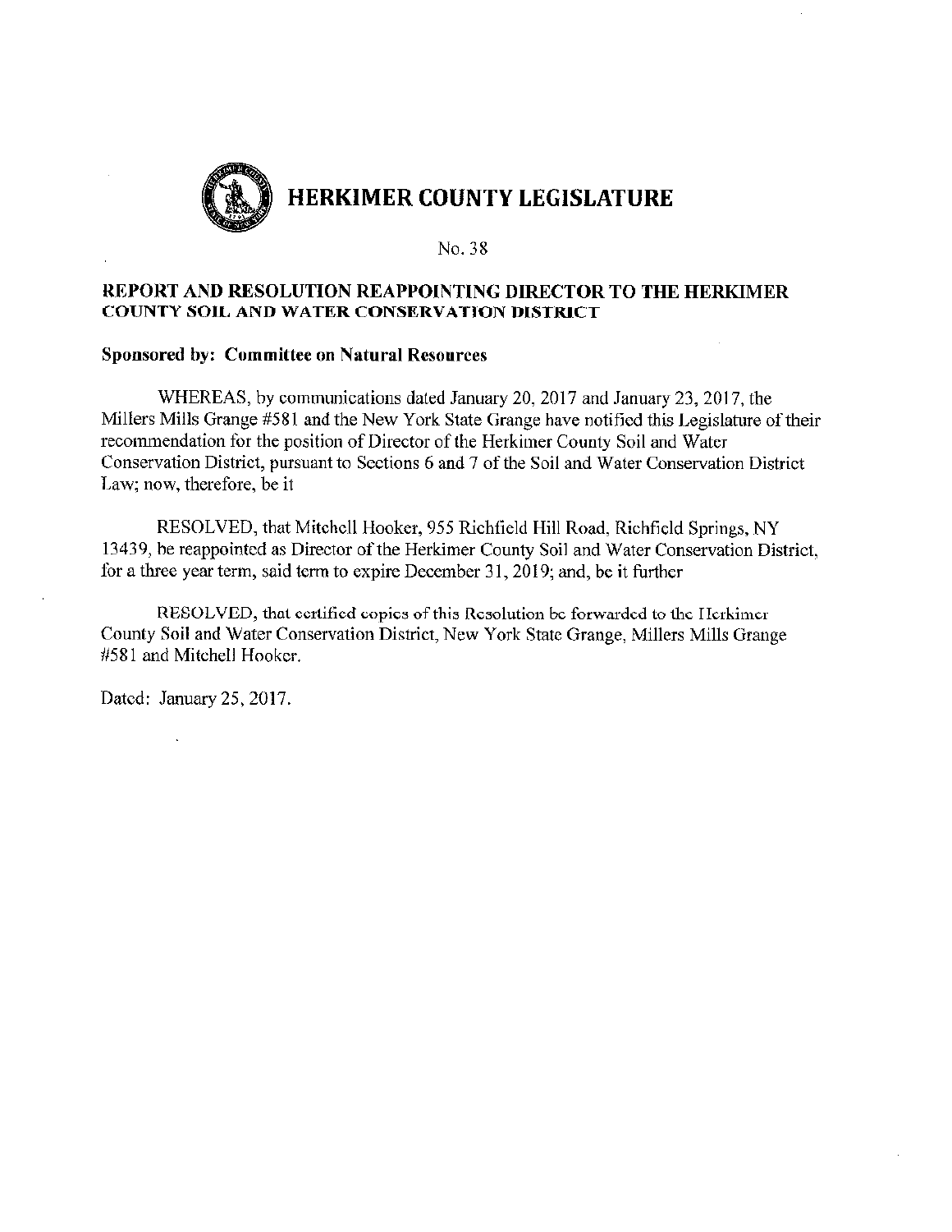# HERKIMER COUNTY LEGISLATURE

No. 38

## REPORT AND RESOLUTION REAPPOINTING DIRECTOR TO THE HERKIMER COUNTY SOIL AND WATER CONSERVATION DISTRICT

**Sponsored by: Committee on Natural Resources**

WHEREAS, by communications dated January 20, 2017 and January 23, 2017, the Millers Mills Grange #581 and the New York State Grange have notified this Legislature of their recommendation for the position of Director of the Herkimer County Soil and Water Conservation District, pursuant to Sections 6 and 7 of the Soil and Water Conservation District Law; now, therefore, be it

RESOLVED, that Mitchell Hooker, 955 Richfield Hill Road, Richfield Springs, NY 13439, be reappointed as Director of the Herkimer County Soil and Water Conservation District, for a three year term, said term to expire December 31, 2019; and, be it further

RESOLVED, that certified copies of this Resolution be forwarded to the Herkimer County Soil and Water Conservation District, New York State Grange, Millers Mills Grange #581 and Mitchell Hooker.

Dated: January 25, 2017.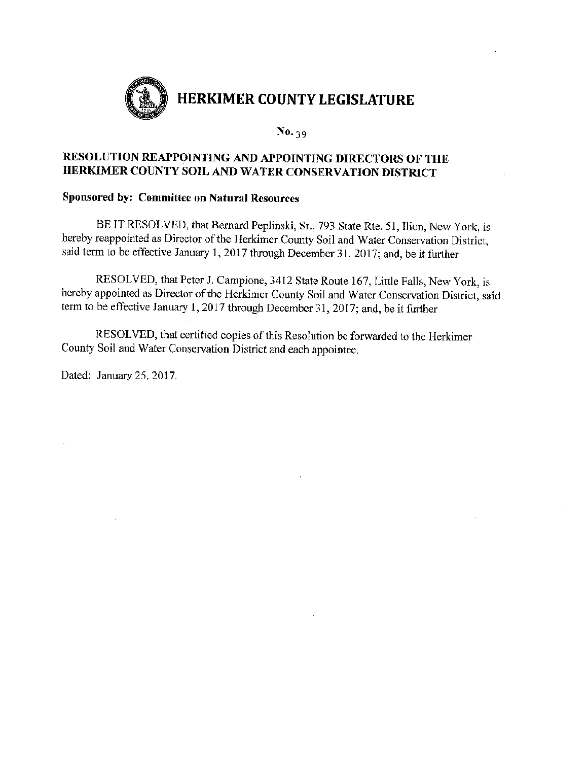# HERKIMER COUNTY LEGISLATURE

No. 39

## RESOLUTION REAPPOINTING AND APPOINTING DIRECTORS OF THE HERKIMER COUNTY SOIL AND WATER CONSERVATION DISTRICT

**Sponsored by: Committee on Natural Resources**

BE IT RESOLVED, that Bernard Peplinski, Sr., 793 State Rte. 51, Ilion, New York, is hereby reappointed as Director of the Herkimer County Soil and Water Conservation District, said term to be effective January 1, 2017 through December 31, 2017; and, be it further

RESOLVED, that Peter J. Campione, 3412 State Route 167, Little Falls, New York, is hereby appointed as Director of the Herkimer County Soil and Water Conservation District, said term to be effective January 1, 2017 through December 31, 2017; and, be it further

RESOLVED, that certified copies of this Resolution be forwarded to the Herkimer County Soil and Water Conservation District and each appointee.

Dated: January 25, 2017.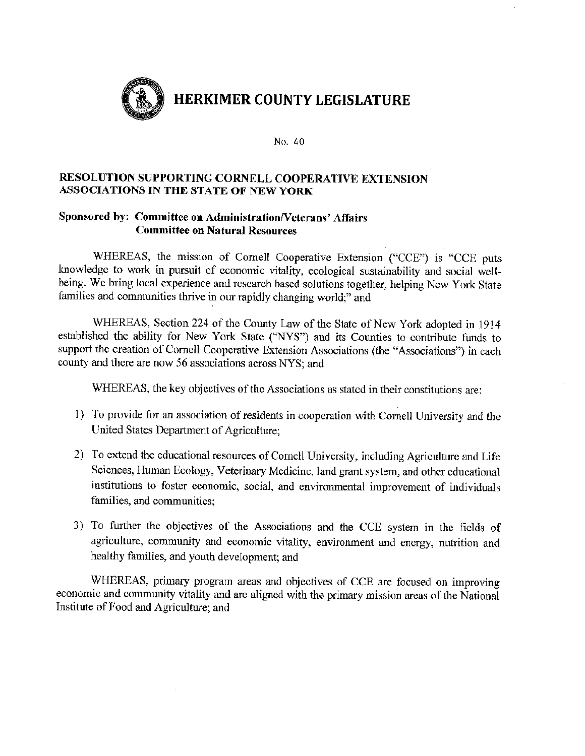# HERKIMER COUNTY LEGISLATURE

No. 40

## RESOLUTION SUPPORTING CORNELL COOPERATIVE EXTENSION ASSOCIATIONS IN THE STATE OF NEW YORK

**Sponsored by: Committee on Administration/Veterans' Affairs**
**Committee on Natural Resources**

WHEREAS, the mission of Cornell Cooperative Extension ("CCE") is "CCE puts knowledge to work in pursuit of economic vitality, ecological sustainability and social well-being. We bring local experience and research based solutions together, helping New York State families and communities thrive in our rapidly changing world;" and

WHEREAS, Section 224 of the County Law of the State of New York adopted in 1914 established the ability for New York State ("NYS") and its Counties to contribute funds to support the creation of Cornell Cooperative Extension Associations (the "Associations") in each county and there are now 56 associations across NYS; and

WHEREAS, the key objectives of the Associations as stated in their constitutions are:

1) To provide for an association of residents in cooperation with Cornell University and the United States Department of Agriculture;

2) To extend the educational resources of Cornell University, including Agriculture and Life Sciences, Human Ecology, Veterinary Medicine, land grant system, and other educational institutions to foster economic, social, and environmental improvement of individuals families, and communities;

3) To further the objectives of the Associations and the CCE system in the fields of agriculture, community and economic vitality, environment and energy, nutrition and healthy families, and youth development; and

WHEREAS, primary program areas and objectives of CCE are focused on improving economic and community vitality and are aligned with the primary mission areas of the National Institute of Food and Agriculture; and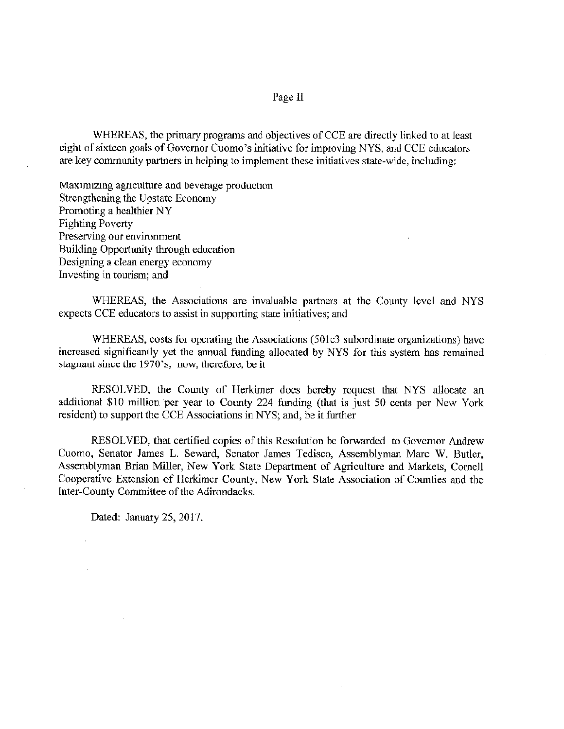Page II

WHEREAS, the primary programs and objectives of CCE are directly linked to at least eight of sixteen goals of Governor Cuomo's initiative for improving NYS, and CCE educators are key community partners in helping to implement these initiatives state-wide, including:

Maximizing agriculture and beverage production
Strengthening the Upstate Economy
Promoting a healthier NY
Fighting Poverty
Preserving our environment
Building Opportunity through education
Designing a clean energy economy
Investing in tourism; and

WHEREAS, the Associations are invaluable partners at the County level and NYS expects CCE educators to assist in supporting state initiatives; and

WHEREAS, costs for operating the Associations (501c3 subordinate organizations) have increased significantly yet the annual funding allocated by NYS for this system has remained stagnant since the 1970's, now, therefore, be it

RESOLVED, the County of Herkimer does hereby request that NYS allocate an additional $10 million per year to County 224 funding (that is just 50 cents per New York resident) to support the CCE Associations in NYS; and, be it further

RESOLVED, that certified copies of this Resolution be forwarded to Governor Andrew Cuomo, Senator James L. Seward, Senator James Tedisco, Assemblyman Marc W. Butler, Assemblyman Brian Miller, New York State Department of Agriculture and Markets, Cornell Cooperative Extension of Herkimer County, New York State Association of Counties and the Inter-County Committee of the Adirondacks.

Dated: January 25, 2017.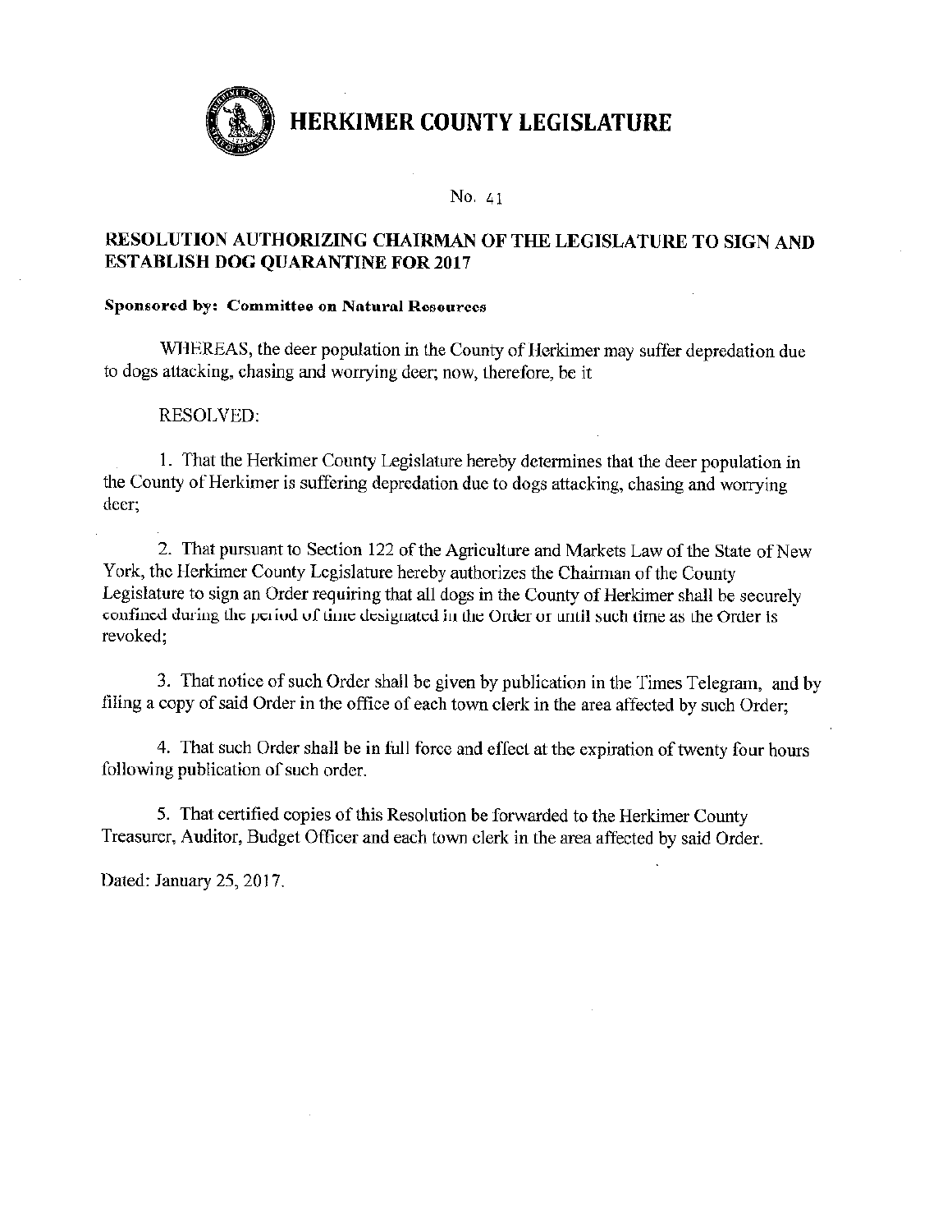# HERKIMER COUNTY LEGISLATURE

No. 41

## RESOLUTION AUTHORIZING CHAIRMAN OF THE LEGISLATURE TO SIGN AND ESTABLISH DOG QUARANTINE FOR 2017

**Sponsored by: Committee on Natural Resources**

WHEREAS, the deer population in the County of Herkimer may suffer depredation due to dogs attacking, chasing and worrying deer; now, therefore, be it

RESOLVED:

1. That the Herkimer County Legislature hereby determines that the deer population in the County of Herkimer is suffering depredation due to dogs attacking, chasing and worrying deer;

2. That pursuant to Section 122 of the Agriculture and Markets Law of the State of New York, the Herkimer County Legislature hereby authorizes the Chairman of the County Legislature to sign an Order requiring that all dogs in the County of Herkimer shall be securely confined during the period of time designated in the Order or until such time as the Order is revoked;

3. That notice of such Order shall be given by publication in the Times Telegram, and by filing a copy of said Order in the office of each town clerk in the area affected by such Order;

4. That such Order shall be in full force and effect at the expiration of twenty four hours following publication of such order.

5. That certified copies of this Resolution be forwarded to the Herkimer County Treasurer, Auditor, Budget Officer and each town clerk in the area affected by said Order.

Dated: January 25, 2017.